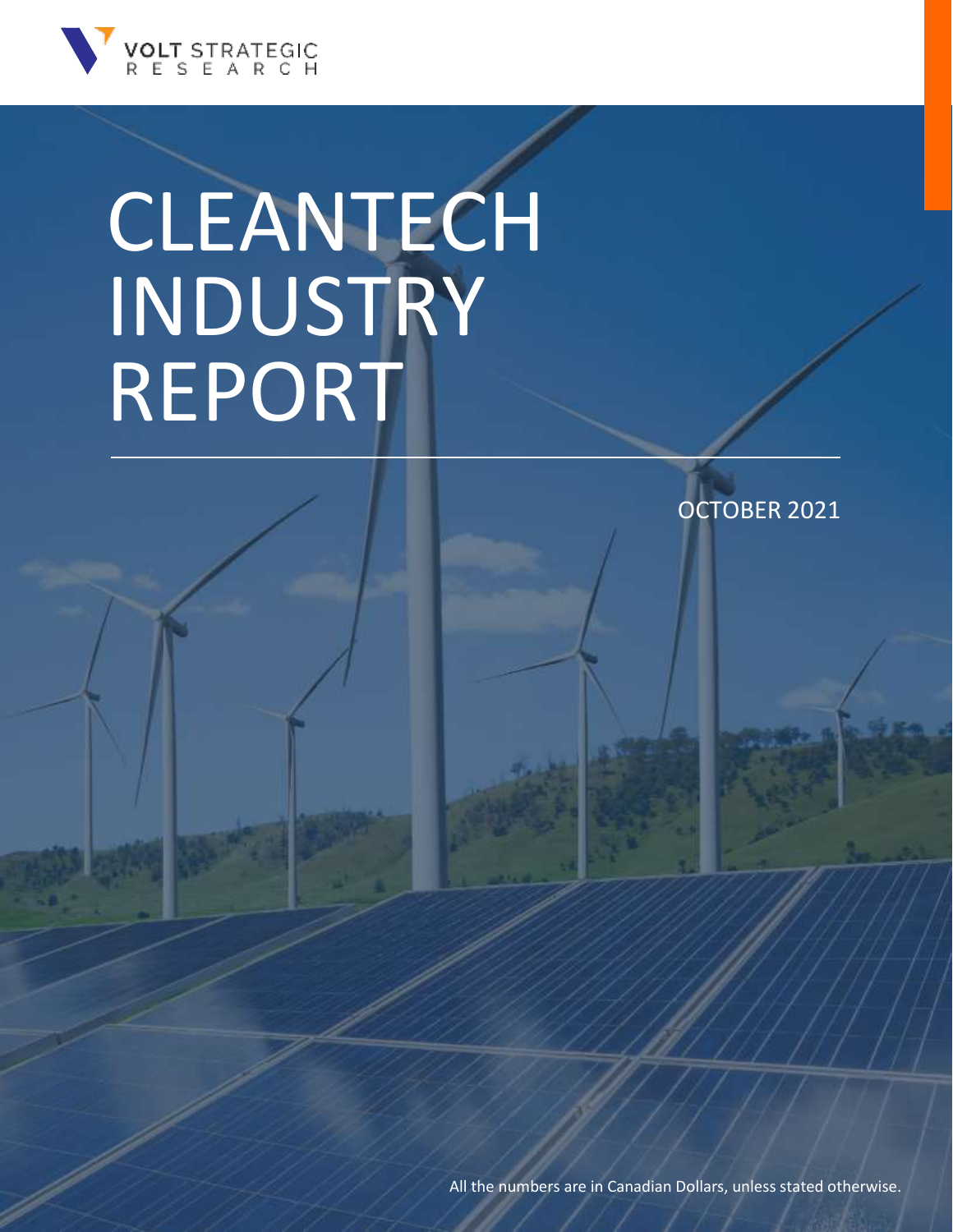VOLT STRATEGIC RESEARCH

# CLEANTECH INDUSTRY REPORT

OCTOBER 2021

All the numbers are in Canadian Dollars, unless stated otherwise.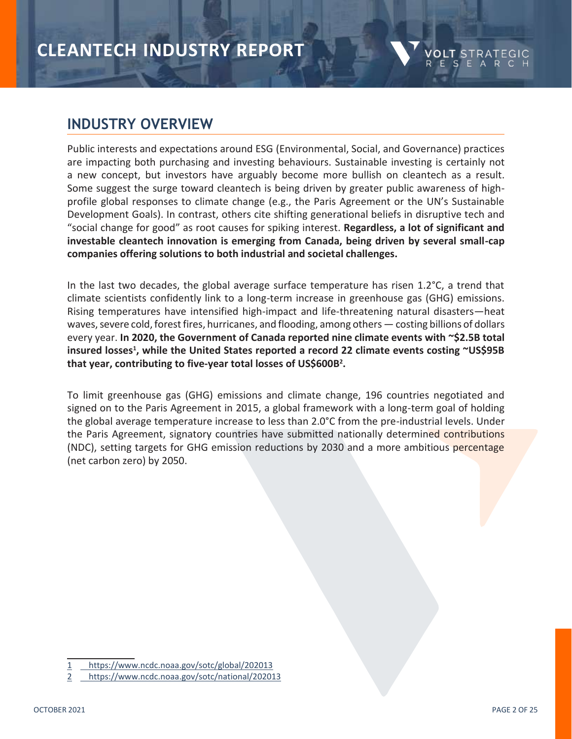## INDUSTRY OVERVIEW

Public interests and expectations around ESG (Environmental, Social, and Governance) practices are impacting both purchasing and investing behaviours. Sustainable investing is certainly not a new concept, but investors have arguably become more bullish on cleantech as a result. Some suggest the surge toward cleantech is being driven by greater public awareness of high-profile global responses to climate change (e.g., the Paris Agreement or the UN's Sustainable Development Goals). In contrast, others cite shifting generational beliefs in disruptive tech and "social change for good" as root causes for spiking interest. **Regardless, a lot of significant and investable cleantech innovation is emerging from Canada, being driven by several small-cap companies offering solutions to both industrial and societal challenges.**

In the last two decades, the global average surface temperature has risen 1.2°C, a trend that climate scientists confidently link to a long-term increase in greenhouse gas (GHG) emissions. Rising temperatures have intensified high-impact and life-threatening natural disasters—heat waves, severe cold, forest fires, hurricanes, and flooding, among others — costing billions of dollars every year. **In 2020, the Government of Canada reported nine climate events with ~$2.5B total insured losses[1], while the United States reported a record 22 climate events costing ~US$95B that year, contributing to five-year total losses of US$600B[2].**

To limit greenhouse gas (GHG) emissions and climate change, 196 countries negotiated and signed on to the Paris Agreement in 2015, a global framework with a long-term goal of holding the global average temperature increase to less than 2.0°C from the pre-industrial levels. Under the Paris Agreement, signatory countries have submitted nationally determined contributions (NDC), setting targets for GHG emission reductions by 2030 and a more ambitious percentage (net carbon zero) by 2050.

1 https://www.ncdc.noaa.gov/sotc/global/202013

2 https://www.ncdc.noaa.gov/sotc/national/202013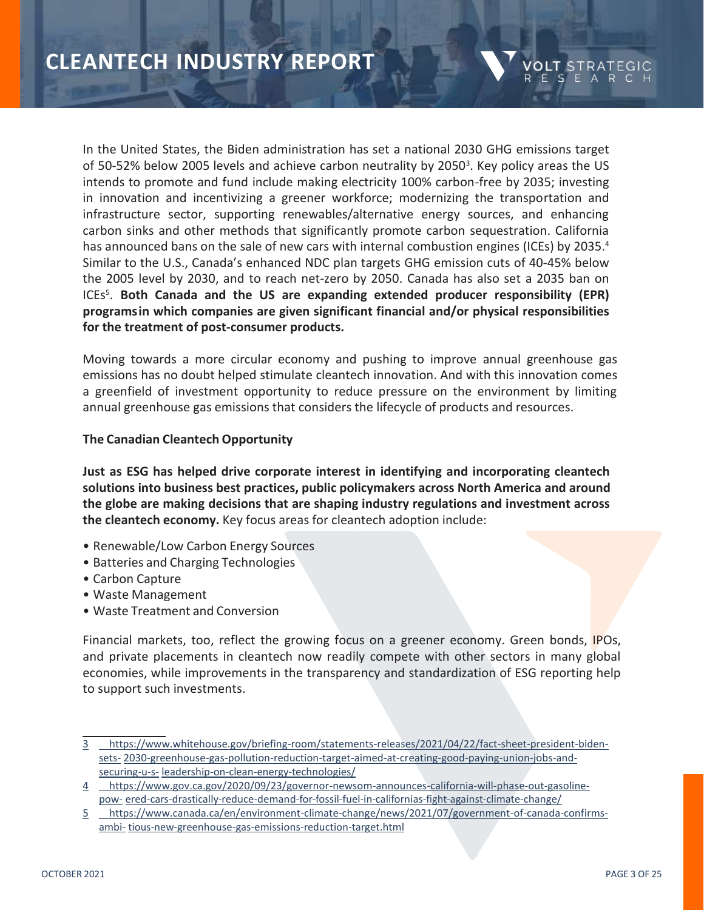In the United States, the Biden administration has set a national 2030 GHG emissions target of 50-52% below 2005 levels and achieve carbon neutrality by 2050[3]. Key policy areas the US intends to promote and fund include making electricity 100% carbon-free by 2035; investing in innovation and incentivizing a greener workforce; modernizing the transportation and infrastructure sector, supporting renewables/alternative energy sources, and enhancing carbon sinks and other methods that significantly promote carbon sequestration. California has announced bans on the sale of new cars with internal combustion engines (ICEs) by 2035.[4] Similar to the U.S., Canada's enhanced NDC plan targets GHG emission cuts of 40-45% below the 2005 level by 2030, and to reach net-zero by 2050. Canada has also set a 2035 ban on ICEs[5]. **Both Canada and the US are expanding extended producer responsibility (EPR) programsin which companies are given significant financial and/or physical responsibilities for the treatment of post-consumer products.**

Moving towards a more circular economy and pushing to improve annual greenhouse gas emissions has no doubt helped stimulate cleantech innovation. And with this innovation comes a greenfield of investment opportunity to reduce pressure on the environment by limiting annual greenhouse gas emissions that considers the lifecycle of products and resources.

**The Canadian Cleantech Opportunity**

**Just as ESG has helped drive corporate interest in identifying and incorporating cleantech solutions into business best practices, public policymakers across North America and around the globe are making decisions that are shaping industry regulations and investment across the cleantech economy.** Key focus areas for cleantech adoption include:

- Renewable/Low Carbon Energy Sources
- Batteries and Charging Technologies
- Carbon Capture
- Waste Management
- Waste Treatment and Conversion

Financial markets, too, reflect the growing focus on a greener economy. Green bonds, IPOs, and private placements in cleantech now readily compete with other sectors in many global economies, while improvements in the transparency and standardization of ESG reporting help to support such investments.

---

3 https://www.whitehouse.gov/briefing-room/statements-releases/2021/04/22/fact-sheet-president-biden-sets- 2030-greenhouse-gas-pollution-reduction-target-aimed-at-creating-good-paying-union-jobs-and-securing-u-s- leadership-on-clean-energy-technologies/

4 https://www.gov.ca.gov/2020/09/23/governor-newsom-announces-california-will-phase-out-gasoline-pow- ered-cars-drastically-reduce-demand-for-fossil-fuel-in-californias-fight-against-climate-change/

5 https://www.canada.ca/en/environment-climate-change/news/2021/07/government-of-canada-confirms-ambi- tious-new-greenhouse-gas-emissions-reduction-target.html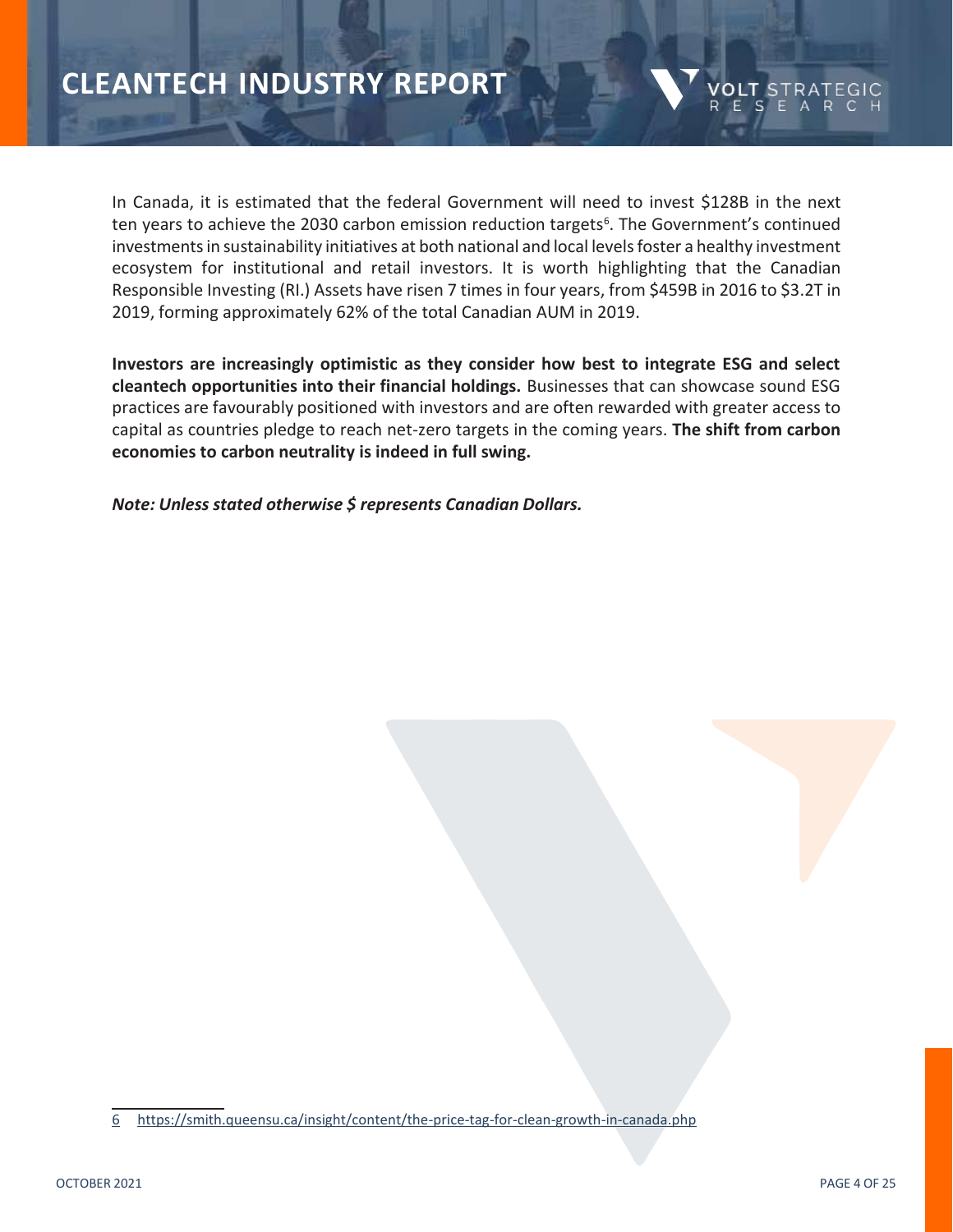In Canada, it is estimated that the federal Government will need to invest $128B in the next ten years to achieve the 2030 carbon emission reduction targets[6]. The Government's continued investments in sustainability initiatives at both national and local levels foster a healthy investment ecosystem for institutional and retail investors. It is worth highlighting that the Canadian Responsible Investing (RI.) Assets have risen 7 times in four years, from $459B in 2016 to $3.2T in 2019, forming approximately 62% of the total Canadian AUM in 2019.

**Investors are increasingly optimistic as they consider how best to integrate ESG and select cleantech opportunities into their financial holdings.** Businesses that can showcase sound ESG practices are favourably positioned with investors and are often rewarded with greater access to capital as countries pledge to reach net-zero targets in the coming years. **The shift from carbon economies to carbon neutrality is indeed in full swing.**

***Note: Unless stated otherwise $ represents Canadian Dollars.***

---

6 https://smith.queensu.ca/insight/content/the-price-tag-for-clean-growth-in-canada.php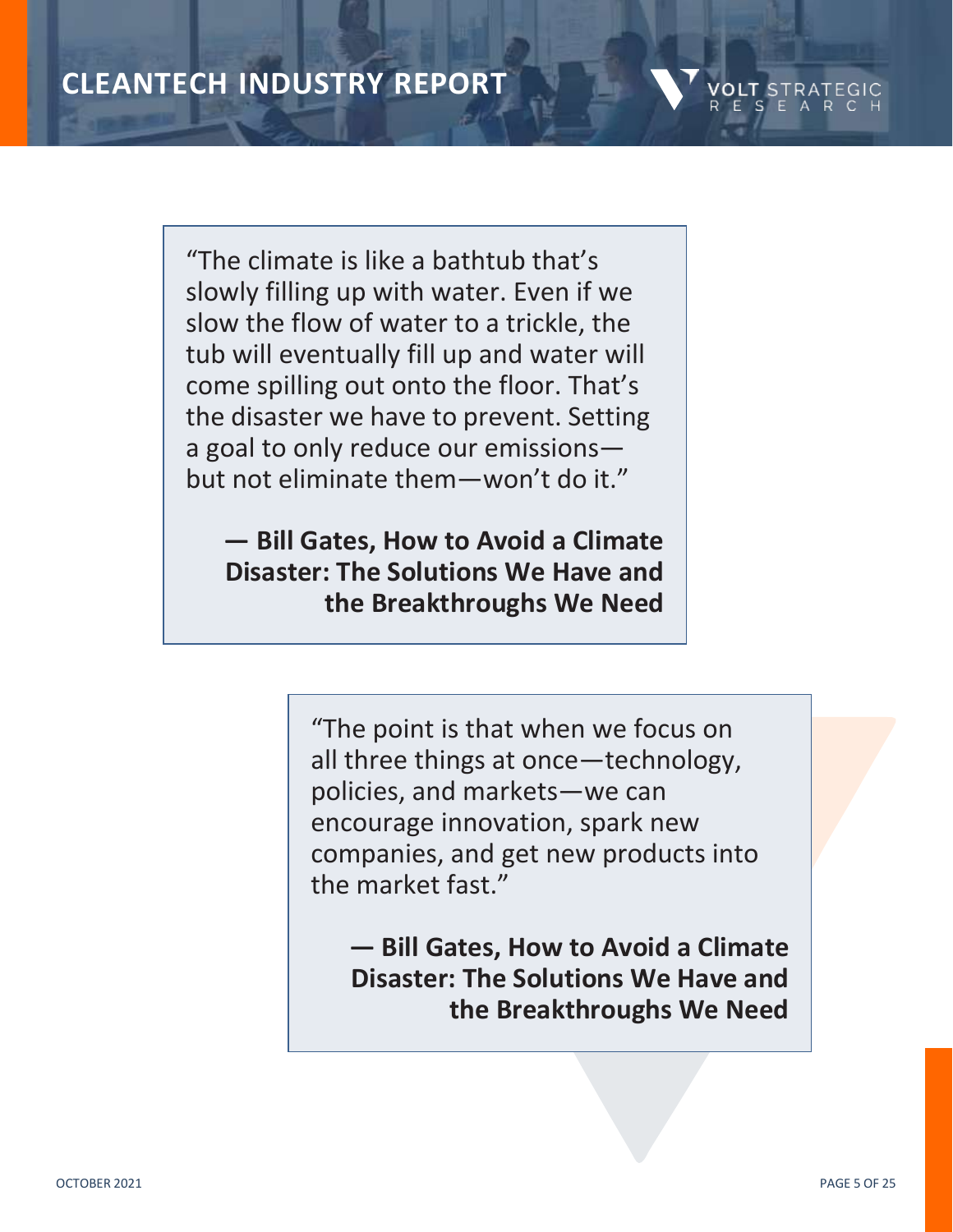> "The climate is like a bathtub that's slowly filling up with water. Even if we slow the flow of water to a trickle, the tub will eventually fill up and water will come spilling out onto the floor. That's the disaster we have to prevent. Setting a goal to only reduce our emissions—but not eliminate them—won't do it."
>
> **— Bill Gates, How to Avoid a Climate Disaster: The Solutions We Have and the Breakthroughs We Need**

> "The point is that when we focus on all three things at once—technology, policies, and markets—we can encourage innovation, spark new companies, and get new products into the market fast."
>
> **— Bill Gates, How to Avoid a Climate Disaster: The Solutions We Have and the Breakthroughs We Need**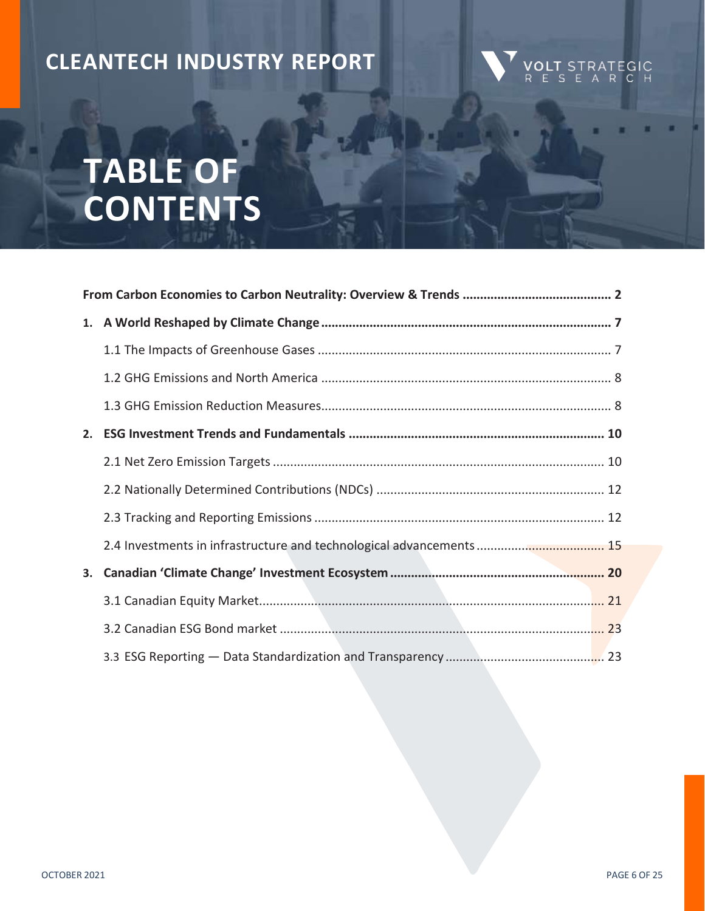# TABLE OF CONTENTS

**From Carbon Economies to Carbon Neutrality: Overview & Trends** .......... **2**

**1. A World Reshaped by Climate Change** .......... **7**

- 1.1 The Impacts of Greenhouse Gases .......... 7
- 1.2 GHG Emissions and North America .......... 8
- 1.3 GHG Emission Reduction Measures .......... 8

**2. ESG Investment Trends and Fundamentals** .......... **10**

- 2.1 Net Zero Emission Targets .......... 10
- 2.2 Nationally Determined Contributions (NDCs) .......... 12
- 2.3 Tracking and Reporting Emissions .......... 12
- 2.4 Investments in infrastructure and technological advancements .......... 15

**3. Canadian 'Climate Change' Investment Ecosystem** .......... **20**

- 3.1 Canadian Equity Market .......... 21
- 3.2 Canadian ESG Bond market .......... 23
- 3.3 ESG Reporting — Data Standardization and Transparency .......... 23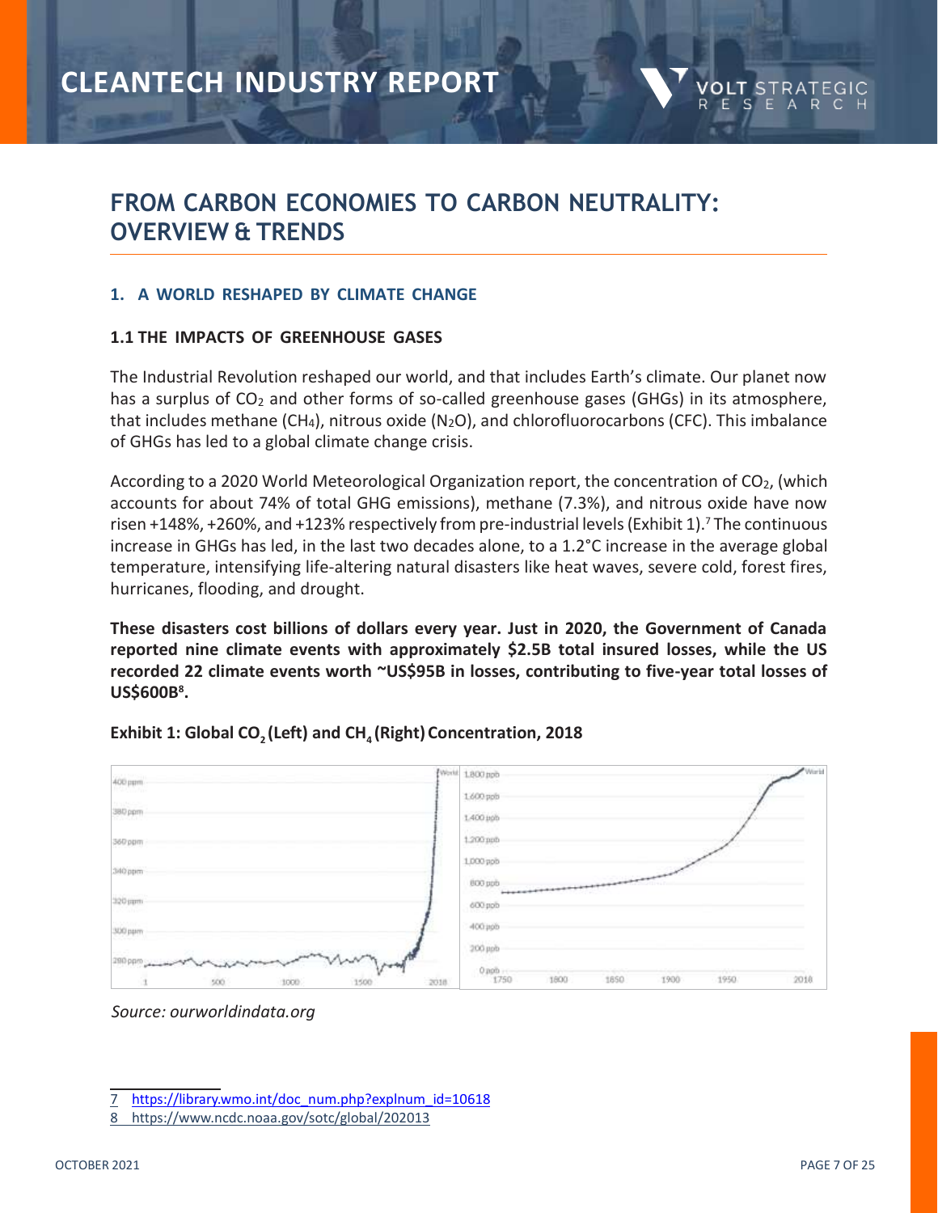# FROM CARBON ECONOMIES TO CARBON NEUTRALITY: OVERVIEW & TRENDS

## 1. A WORLD RESHAPED BY CLIMATE CHANGE

### 1.1 THE IMPACTS OF GREENHOUSE GASES

The Industrial Revolution reshaped our world, and that includes Earth's climate. Our planet now has a surplus of $CO_2$ and other forms of so-called greenhouse gases (GHGs) in its atmosphere, that includes methane ($CH_4$), nitrous oxide ($N_2O$), and chlorofluorocarbons (CFC). This imbalance of GHGs has led to a global climate change crisis.

According to a 2020 World Meteorological Organization report, the concentration of $CO_2$, (which accounts for about 74% of total GHG emissions), methane (7.3%), and nitrous oxide have now risen +148%, +260%, and +123% respectively from pre-industrial levels (Exhibit 1).[7] The continuous increase in GHGs has led, in the last two decades alone, to a 1.2°C increase in the average global temperature, intensifying life-altering natural disasters like heat waves, severe cold, forest fires, hurricanes, flooding, and drought.

**These disasters cost billions of dollars every year. Just in 2020, the Government of Canada reported nine climate events with approximately \$2.5B total insured losses, while the US recorded 22 climate events worth ~US\$95B in losses, contributing to five-year total losses of US\$600B[8].**

**Exhibit 1: Global $CO_2$ (Left) and $CH_4$ (Right) Concentration, 2018**

*Source: ourworldindata.org*

---

[7] https://library.wmo.int/doc_num.php?explnum_id=10618

[8] https://www.ncdc.noaa.gov/sotc/global/202013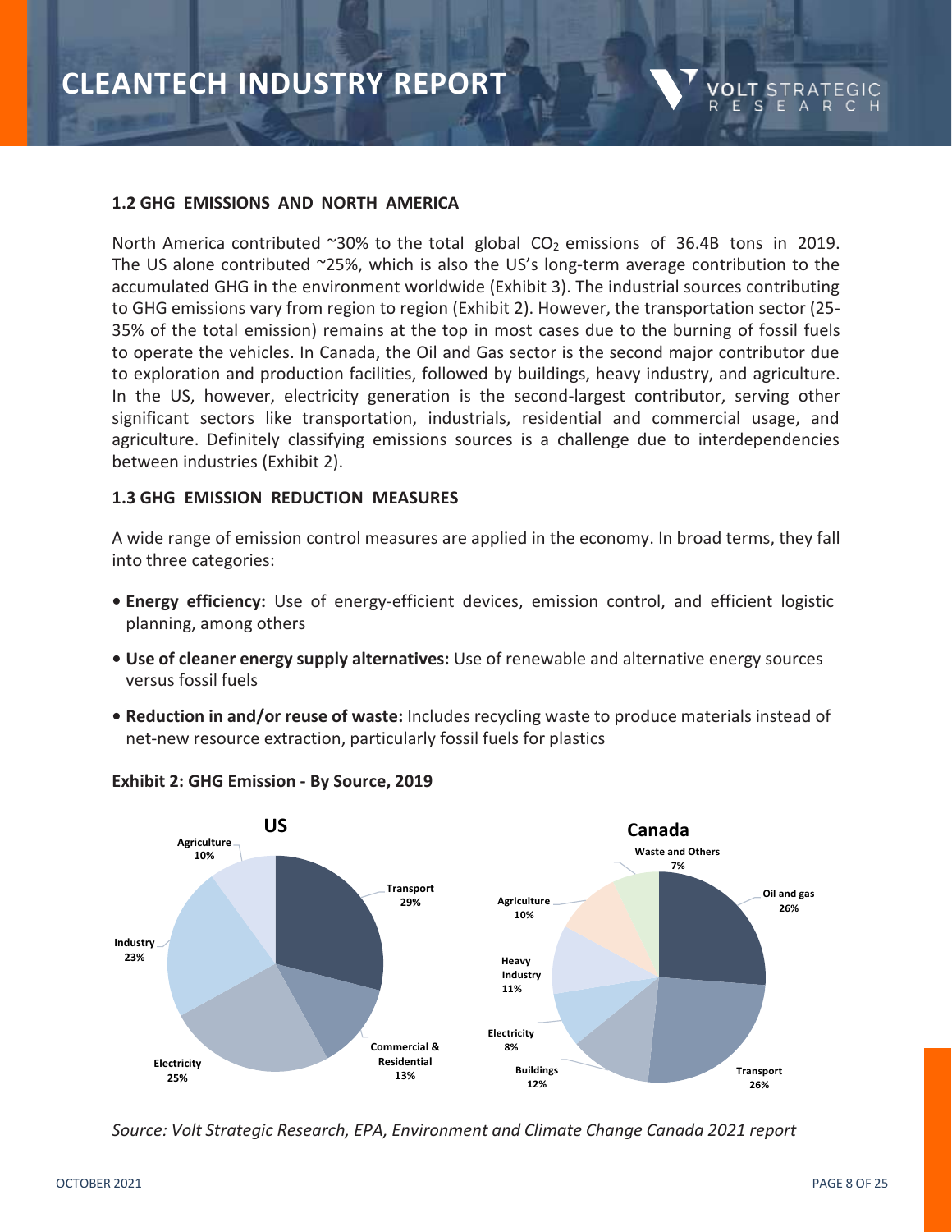### 1.2 GHG EMISSIONS AND NORTH AMERICA

North America contributed ~30% to the total global $CO_2$ emissions of 36.4B tons in 2019. The US alone contributed ~25%, which is also the US's long-term average contribution to the accumulated GHG in the environment worldwide (Exhibit 3). The industrial sources contributing to GHG emissions vary from region to region (Exhibit 2). However, the transportation sector (25-35% of the total emission) remains at the top in most cases due to the burning of fossil fuels to operate the vehicles. In Canada, the Oil and Gas sector is the second major contributor due to exploration and production facilities, followed by buildings, heavy industry, and agriculture. In the US, however, electricity generation is the second-largest contributor, serving other significant sectors like transportation, industrials, residential and commercial usage, and agriculture. Definitely classifying emissions sources is a challenge due to interdependencies between industries (Exhibit 2).

### 1.3 GHG EMISSION REDUCTION MEASURES

A wide range of emission control measures are applied in the economy. In broad terms, they fall into three categories:

- **Energy efficiency:** Use of energy-efficient devices, emission control, and efficient logistic planning, among others
- **Use of cleaner energy supply alternatives:** Use of renewable and alternative energy sources versus fossil fuels
- **Reduction in and/or reuse of waste:** Includes recycling waste to produce materials instead of net-new resource extraction, particularly fossil fuels for plastics

**Exhibit 2: GHG Emission - By Source, 2019**

**US**

| Source | Share |
|---|---|
| Transport | 29% |
| Commercial & Residential | 13% |
| Electricity | 25% |
| Industry | 23% |
| Agriculture | 10% |

**Canada**

| Source | Share |
|---|---|
| Oil and gas | 26% |
| Transport | 26% |
| Buildings | 12% |
| Electricity | 8% |
| Heavy Industry | 11% |
| Agriculture | 10% |
| Waste and Others | 7% |

*Source: Volt Strategic Research, EPA, Environment and Climate Change Canada 2021 report*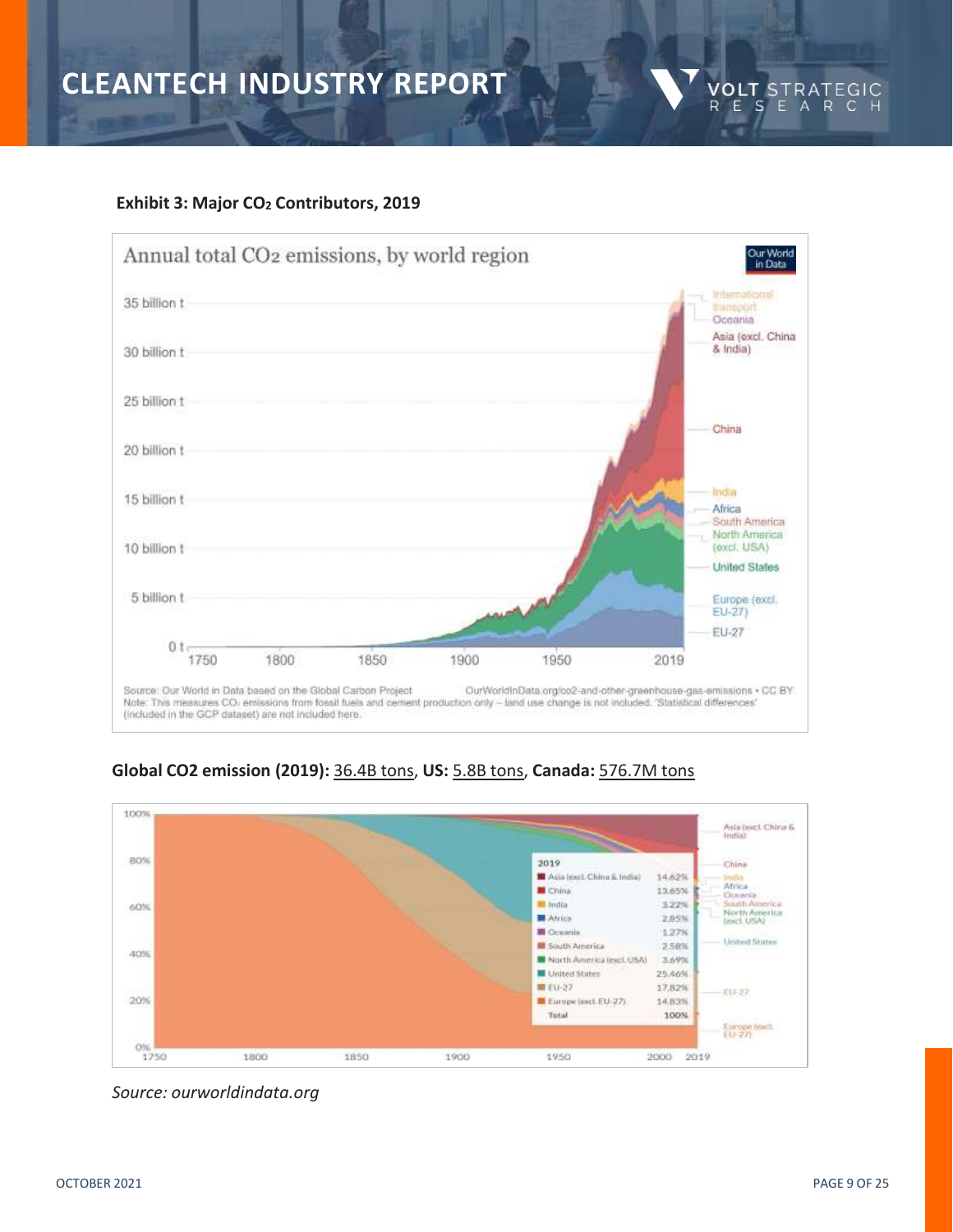**Exhibit 3: Major $CO_2$ Contributors, 2019**

**Global CO2 emission (2019):** 36.4B tons, **US:** 5.8B tons, **Canada:** 576.7M tons

*Source: ourworldindata.org*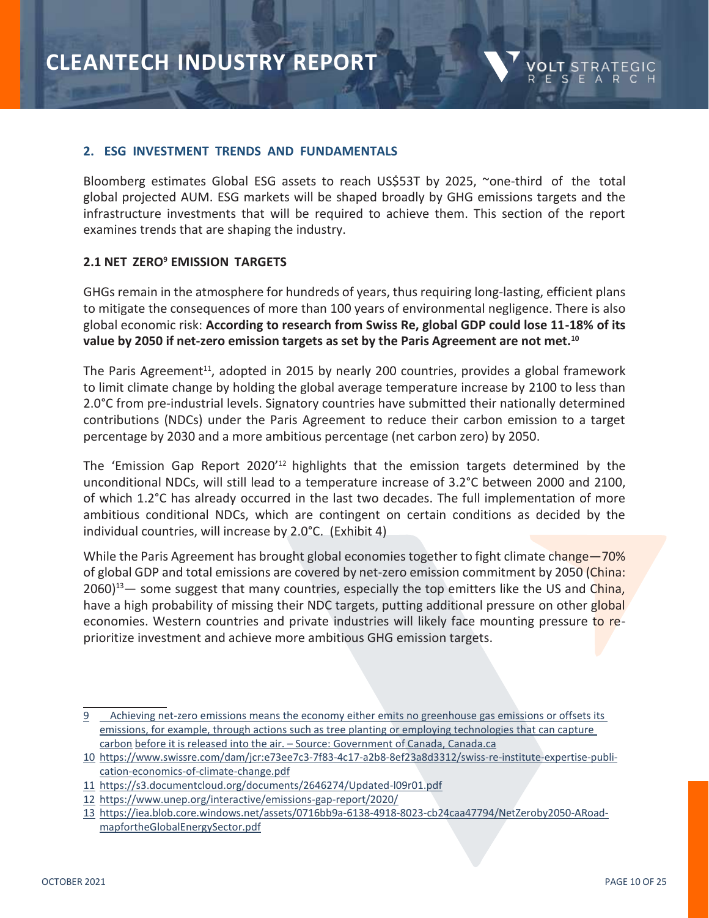## 2. ESG INVESTMENT TRENDS AND FUNDAMENTALS

Bloomberg estimates Global ESG assets to reach US$53T by 2025, ~one-third of the total global projected AUM. ESG markets will be shaped broadly by GHG emissions targets and the infrastructure investments that will be required to achieve them. This section of the report examines trends that are shaping the industry.

### 2.1 NET ZERO[9] EMISSION TARGETS

GHGs remain in the atmosphere for hundreds of years, thus requiring long-lasting, efficient plans to mitigate the consequences of more than 100 years of environmental negligence. There is also global economic risk: **According to research from Swiss Re, global GDP could lose 11-18% of its value by 2050 if net-zero emission targets as set by the Paris Agreement are not met.[10]**

The Paris Agreement[11], adopted in 2015 by nearly 200 countries, provides a global framework to limit climate change by holding the global average temperature increase by 2100 to less than 2.0°C from pre-industrial levels. Signatory countries have submitted their nationally determined contributions (NDCs) under the Paris Agreement to reduce their carbon emission to a target percentage by 2030 and a more ambitious percentage (net carbon zero) by 2050.

The 'Emission Gap Report 2020'[12] highlights that the emission targets determined by the unconditional NDCs, will still lead to a temperature increase of 3.2°C between 2000 and 2100, of which 1.2°C has already occurred in the last two decades. The full implementation of more ambitious conditional NDCs, which are contingent on certain conditions as decided by the individual countries, will increase by 2.0°C. (Exhibit 4)

While the Paris Agreement has brought global economies together to fight climate change—70% of global GDP and total emissions are covered by net-zero emission commitment by 2050 (China: 2060)[13]— some suggest that many countries, especially the top emitters like the US and China, have a high probability of missing their NDC targets, putting additional pressure on other global economies. Western countries and private industries will likely face mounting pressure to re-prioritize investment and achieve more ambitious GHG emission targets.

---

9 Achieving net-zero emissions means the economy either emits no greenhouse gas emissions or offsets its emissions, for example, through actions such as tree planting or employing technologies that can capture carbon before it is released into the air. – Source: Government of Canada, Canada.ca

10 https://www.swissre.com/dam/jcr:e73ee7c3-7f83-4c17-a2b8-8ef23a8d3312/swiss-re-institute-expertise-publication-economics-of-climate-change.pdf

11 https://s3.documentcloud.org/documents/2646274/Updated-l09r01.pdf

12 https://www.unep.org/interactive/emissions-gap-report/2020/

13 https://iea.blob.core.windows.net/assets/0716bb9a-6138-4918-8023-cb24caa47794/NetZeroby2050-ARoadmapfortheGlobalEnergySector.pdf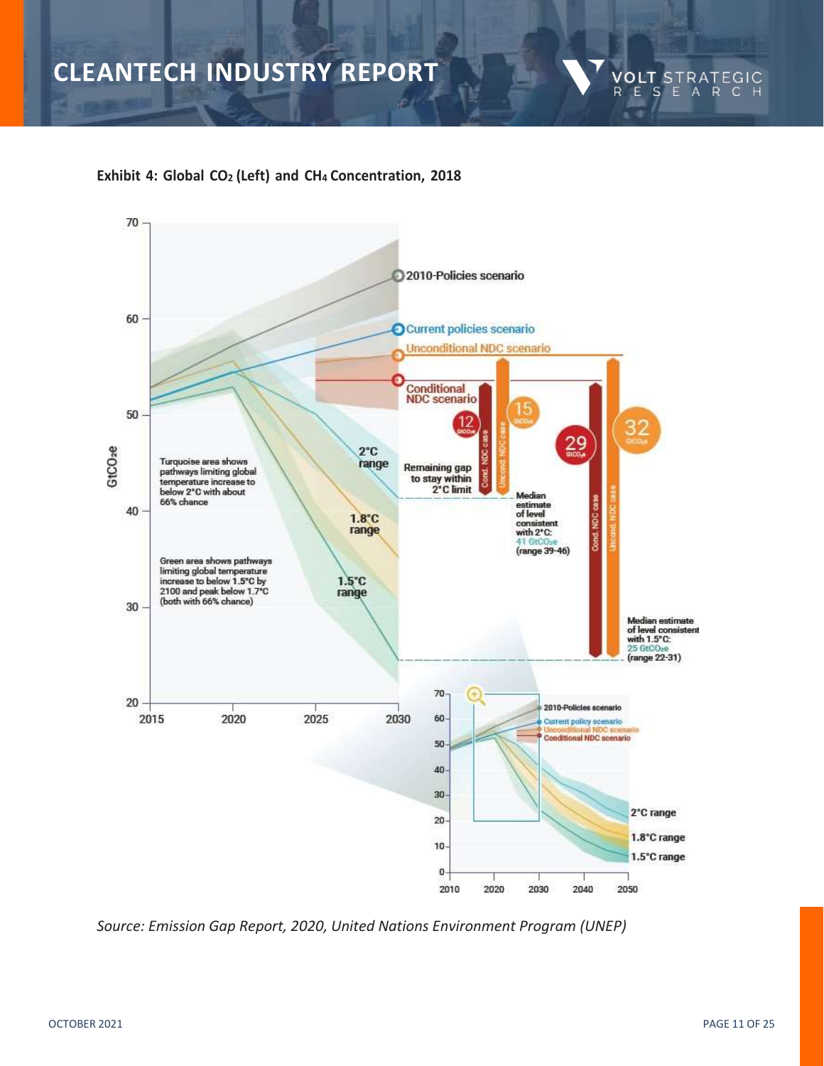**Exhibit 4: Global $CO_2$ (Left) and $CH_4$ Concentration, 2018**

*Source: Emission Gap Report, 2020, United Nations Environment Program (UNEP)*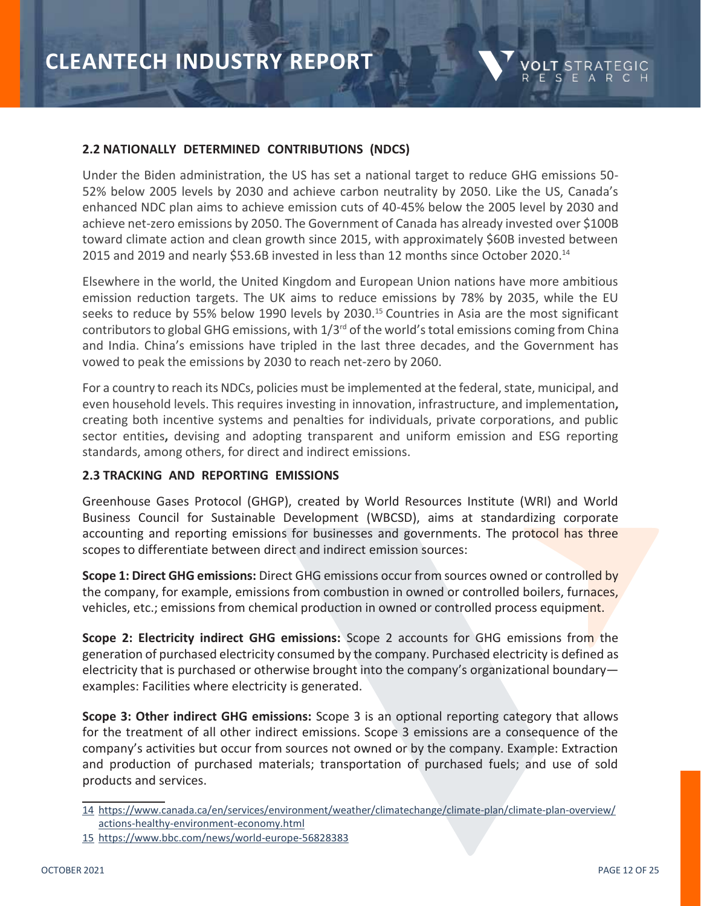## 2.2 NATIONALLY DETERMINED CONTRIBUTIONS (NDCS)

Under the Biden administration, the US has set a national target to reduce GHG emissions 50-52% below 2005 levels by 2030 and achieve carbon neutrality by 2050. Like the US, Canada's enhanced NDC plan aims to achieve emission cuts of 40-45% below the 2005 level by 2030 and achieve net-zero emissions by 2050. The Government of Canada has already invested over $100B toward climate action and clean growth since 2015, with approximately $60B invested between 2015 and 2019 and nearly $53.6B invested in less than 12 months since October 2020.[14]

Elsewhere in the world, the United Kingdom and European Union nations have more ambitious emission reduction targets. The UK aims to reduce emissions by 78% by 2035, while the EU seeks to reduce by 55% below 1990 levels by 2030.[15] Countries in Asia are the most significant contributors to global GHG emissions, with 1/3rd of the world's total emissions coming from China and India. China's emissions have tripled in the last three decades, and the Government has vowed to peak the emissions by 2030 to reach net-zero by 2060.

For a country to reach its NDCs, policies must be implemented at the federal, state, municipal, and even household levels. This requires investing in innovation, infrastructure, and implementation**,** creating both incentive systems and penalties for individuals, private corporations, and public sector entities**,** devising and adopting transparent and uniform emission and ESG reporting standards, among others, for direct and indirect emissions.

## 2.3 TRACKING AND REPORTING EMISSIONS

Greenhouse Gases Protocol (GHGP), created by World Resources Institute (WRI) and World Business Council for Sustainable Development (WBCSD), aims at standardizing corporate accounting and reporting emissions for businesses and governments. The protocol has three scopes to differentiate between direct and indirect emission sources:

**Scope 1: Direct GHG emissions:** Direct GHG emissions occur from sources owned or controlled by the company, for example, emissions from combustion in owned or controlled boilers, furnaces, vehicles, etc.; emissions from chemical production in owned or controlled process equipment.

**Scope 2: Electricity indirect GHG emissions:** Scope 2 accounts for GHG emissions from the generation of purchased electricity consumed by the company. Purchased electricity is defined as electricity that is purchased or otherwise brought into the company's organizational boundary—examples: Facilities where electricity is generated.

**Scope 3: Other indirect GHG emissions:** Scope 3 is an optional reporting category that allows for the treatment of all other indirect emissions. Scope 3 emissions are a consequence of the company's activities but occur from sources not owned or by the company. Example: Extraction and production of purchased materials; transportation of purchased fuels; and use of sold products and services.

---

14 https://www.canada.ca/en/services/environment/weather/climatechange/climate-plan/climate-plan-overview/actions-healthy-environment-economy.html

15 https://www.bbc.com/news/world-europe-56828383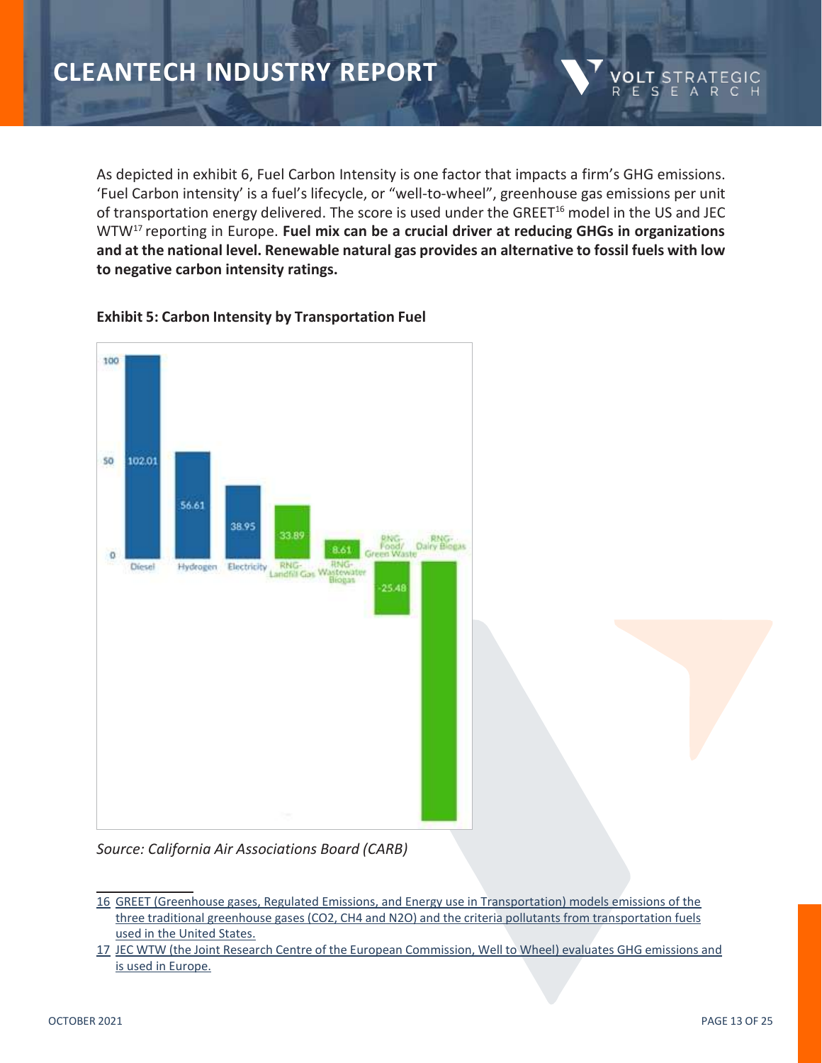As depicted in exhibit 6, Fuel Carbon Intensity is one factor that impacts a firm's GHG emissions. 'Fuel Carbon intensity' is a fuel's lifecycle, or "well-to-wheel", greenhouse gas emissions per unit of transportation energy delivered. The score is used under the GREET[16] model in the US and JEC WTW[17] reporting in Europe. **Fuel mix can be a crucial driver at reducing GHGs in organizations and at the national level. Renewable natural gas provides an alternative to fossil fuels with low to negative carbon intensity ratings.**

**Exhibit 5: Carbon Intensity by Transportation Fuel**

| Fuel | Carbon Intensity |
|---|---|
| Diesel | 102.01 |
| Hydrogen | 56.61 |
| Electricity | 38.95 |
| RNG-Landfill Gas | 33.89 |
| RNG-Wastewater Biogas | 8.61 |
| RNG-Food/Green Waste | -25.48 |
| RNG-Dairy Biogas | |

*Source: California Air Associations Board (CARB)*

[16] GREET (Greenhouse gases, Regulated Emissions, and Energy use in Transportation) models emissions of the three traditional greenhouse gases (CO2, CH4 and N2O) and the criteria pollutants from transportation fuels used in the United States.

[17] JEC WTW (the Joint Research Centre of the European Commission, Well to Wheel) evaluates GHG emissions and is used in Europe.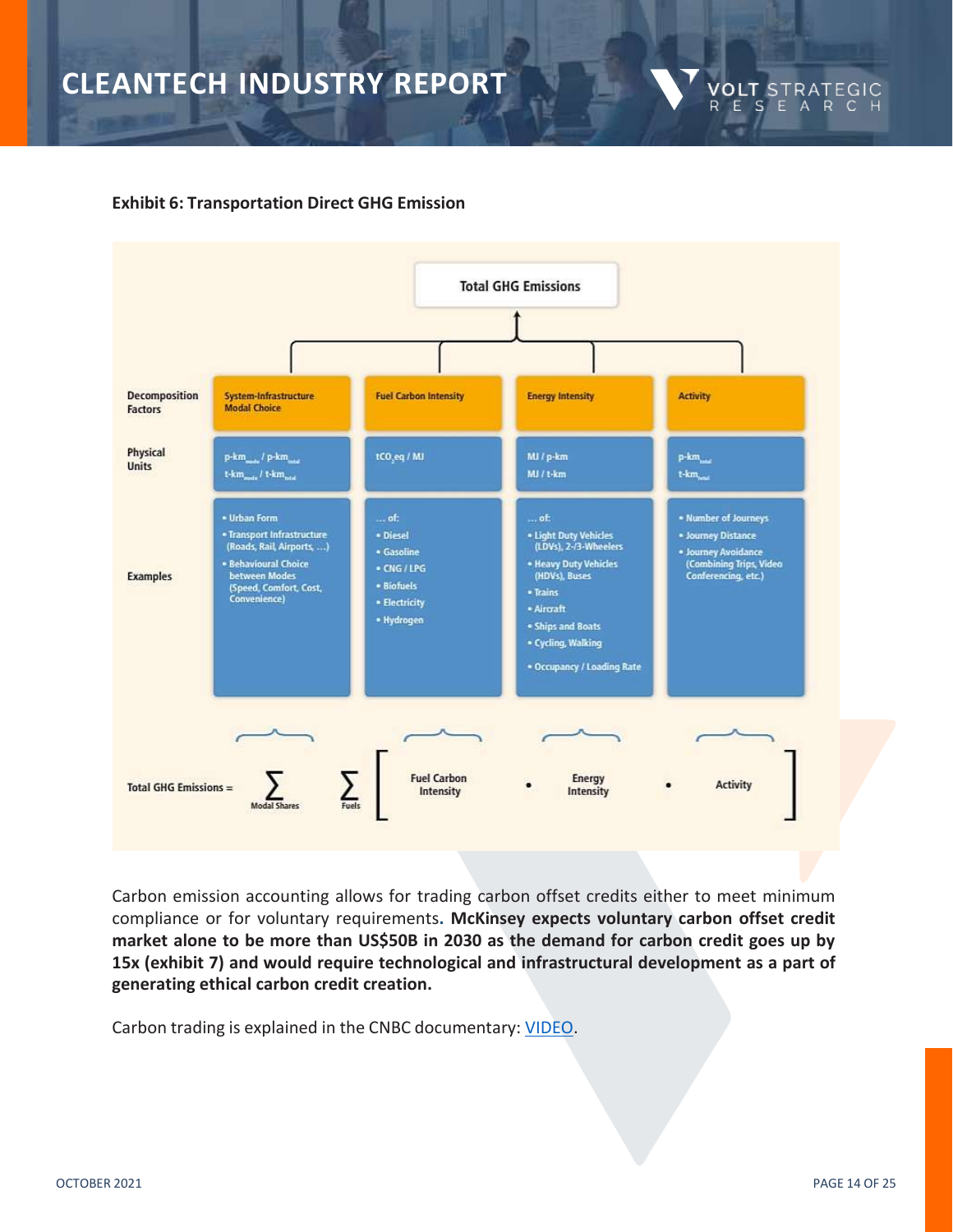**Exhibit 6: Transportation Direct GHG Emission**

Total GHG Emissions

| | System-Infrastructure Modal Choice | Fuel Carbon Intensity | Energy Intensity | Activity |
|---|---|---|---|---|
| **Decomposition Factors** | System-Infrastructure Modal Choice | Fuel Carbon Intensity | Energy Intensity | Activity |
| **Physical Units** | $p\text{-}km_{mode} / p\text{-}km_{total}$<br>$t\text{-}km_{mode} / t\text{-}km_{total}$ | $tCO_2eq / MJ$ | MJ / p-km<br>MJ / t-km | $p\text{-}km_{total}$<br>$t\text{-}km_{total}$ |
| **Examples** | • Urban Form<br>• Transport Infrastructure (Roads, Rail, Airports, ...)<br>• Behavioural Choice between Modes (Speed, Comfort, Cost, Convenience) | ... of:<br>• Diesel<br>• Gasoline<br>• CNG / LPG<br>• Biofuels<br>• Electricity<br>• Hydrogen | ... of:<br>• Light Duty Vehicles (LDVs), 2-/3-Wheelers<br>• Heavy Duty Vehicles (HDVs), Buses<br>• Trains<br>• Aircraft<br>• Ships and Boats<br>• Cycling, Walking<br>• Occupancy / Loading Rate | • Number of Journeys<br>• Journey Distance<br>• Journey Avoidance (Combining Trips, Video Conferencing, etc.) |

$$\text{Total GHG Emissions} = \sum_{\text{Modal Shares}} \sum_{\text{Fuels}} \left[ \text{Fuel Carbon Intensity} \cdot \text{Energy Intensity} \cdot \text{Activity} \right]$$

Carbon emission accounting allows for trading carbon offset credits either to meet minimum compliance or for voluntary requirements. **McKinsey expects voluntary carbon offset credit market alone to be more than US$50B in 2030 as the demand for carbon credit goes up by 15x (exhibit 7) and would require technological and infrastructural development as a part of generating ethical carbon credit creation.**

Carbon trading is explained in the CNBC documentary: VIDEO.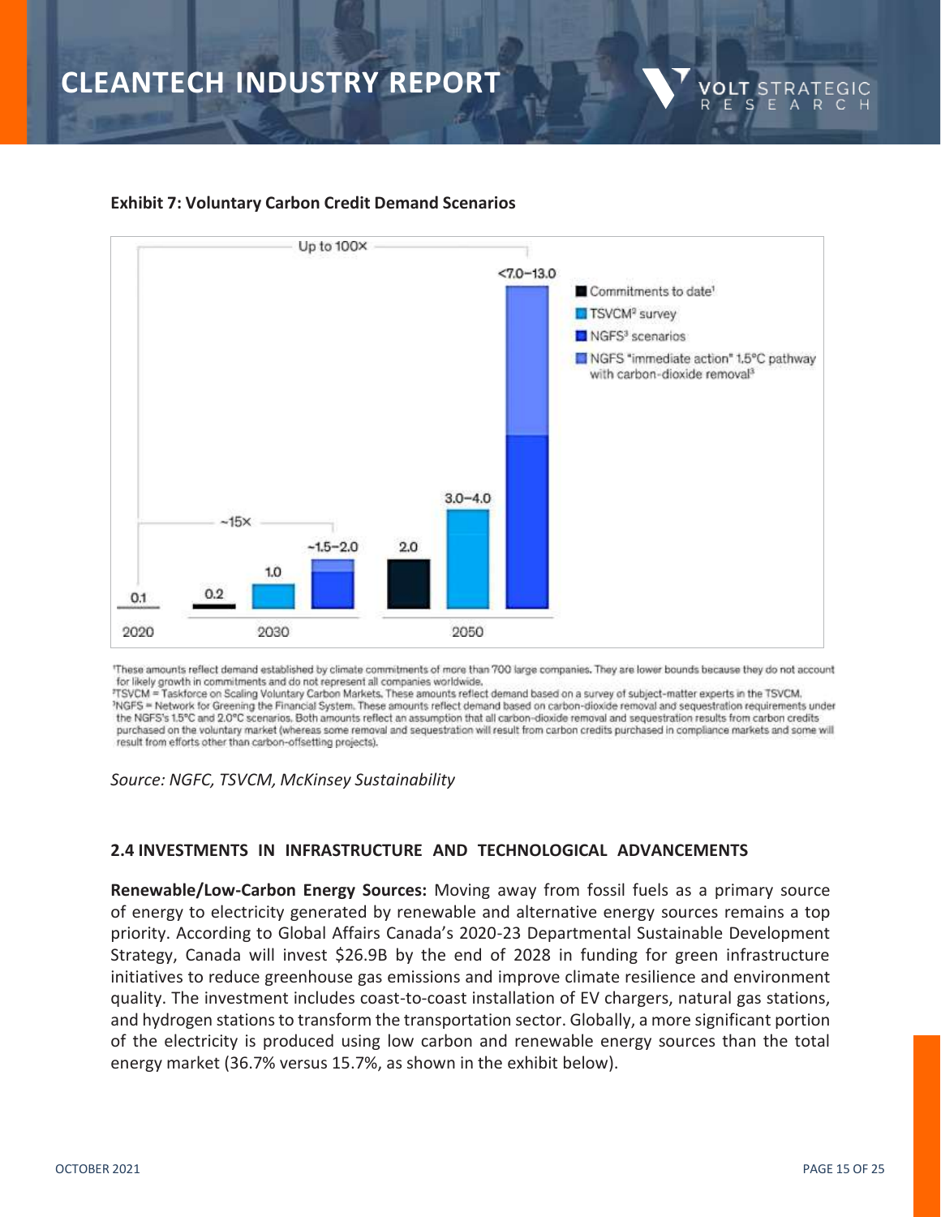**Exhibit 7: Voluntary Carbon Credit Demand Scenarios**

Up to 100×

<7.0–13.0

- Commitments to date[1]
- TSVCM[2] survey
- NGFS[3] scenarios
- NGFS "immediate action" 1.5°C pathway with carbon-dioxide removal[3]

~15×

| Year | Commitments to date | TSVCM survey | NGFS scenarios | NGFS "immediate action" 1.5°C pathway with carbon-dioxide removal |
|---|---|---|---|---|
| 2020 | 0.1 | | | |
| 2030 | 0.2 | 1.0 | ~1.5–2.0 | |
| 2050 | 2.0 | 3.0–4.0 | <7.0–13.0 | |

[1]These amounts reflect demand established by climate commitments of more than 700 large companies. They are lower bounds because they do not account for likely growth in commitments and do not represent all companies worldwide.
[2]TSVCM = Taskforce on Scaling Voluntary Carbon Markets. These amounts reflect demand based on a survey of subject-matter experts in the TSVCM.
[3]NGFS = Network for Greening the Financial System. These amounts reflect demand based on carbon-dioxide removal and sequestration requirements under the NGFS's 1.5°C and 2.0°C scenarios. Both amounts reflect an assumption that all carbon-dioxide removal and sequestration results from carbon credits purchased on the voluntary market (whereas some removal and sequestration will result from carbon credits purchased in compliance markets and some will result from efforts other than carbon-offsetting projects).

*Source: NGFC, TSVCM, McKinsey Sustainability*

## 2.4 INVESTMENTS IN INFRASTRUCTURE AND TECHNOLOGICAL ADVANCEMENTS

**Renewable/Low-Carbon Energy Sources:** Moving away from fossil fuels as a primary source of energy to electricity generated by renewable and alternative energy sources remains a top priority. According to Global Affairs Canada's 2020-23 Departmental Sustainable Development Strategy, Canada will invest $26.9B by the end of 2028 in funding for green infrastructure initiatives to reduce greenhouse gas emissions and improve climate resilience and environment quality. The investment includes coast-to-coast installation of EV chargers, natural gas stations, and hydrogen stations to transform the transportation sector. Globally, a more significant portion of the electricity is produced using low carbon and renewable energy sources than the total energy market (36.7% versus 15.7%, as shown in the exhibit below).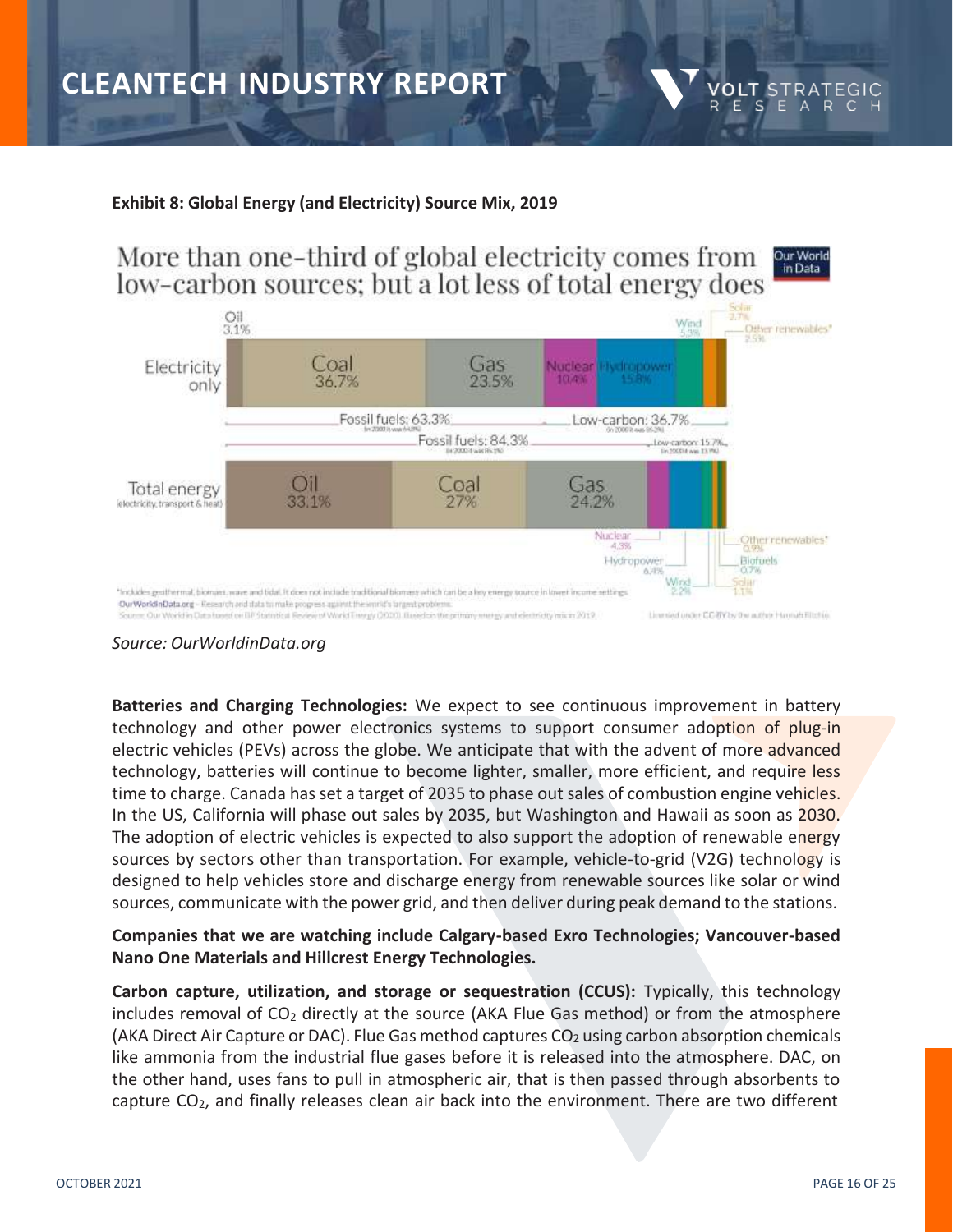**Exhibit 8: Global Energy (and Electricity) Source Mix, 2019**

More than one-third of global electricity comes from low-carbon sources; but a lot less of total energy does

| | Oil | Coal | Gas | Nuclear | Hydropower | Wind | Solar | Other renewables* | Biofuels |
|---|---|---|---|---|---|---|---|---|---|
| Electricity only | 3.1% | 36.7% | 23.5% | 10.4% | 15.8% | 5.3% | 2.7% | 2.5% | |
| Total energy (electricity, transport & heat) | 33.1% | 27% | 24.2% | 4.3% | 6.4% | 2.2% | 1.1% | 0.9% | 0.7% |

Electricity only: Fossil fuels: 63.3% (In 2000 it was 64.9%); Low-carbon: 36.7% (In 2000 it was 35.2%)

Total energy: Fossil fuels: 84.3% (In 2000 it was 86.1%); Low-carbon: 15.7% (In 2000 it was 13.9%)

*Includes geothermal, biomass, wave and tidal. It does not include traditional biomass which can be a key energy source in lower income settings.
OurWorldinData.org – Research and data to make progress against the world's largest problems.
Source: Our World in Data based on BP Statistical Review of World Energy (2020). Based on the primary energy and electricity mix in 2019.
Licensed under CC-BY by the author Hannah Ritchie.

*Source: OurWorldinData.org*

**Batteries and Charging Technologies:** We expect to see continuous improvement in battery technology and other power electronics systems to support consumer adoption of plug-in electric vehicles (PEVs) across the globe. We anticipate that with the advent of more advanced technology, batteries will continue to become lighter, smaller, more efficient, and require less time to charge. Canada has set a target of 2035 to phase out sales of combustion engine vehicles. In the US, California will phase out sales by 2035, but Washington and Hawaii as soon as 2030. The adoption of electric vehicles is expected to also support the adoption of renewable energy sources by sectors other than transportation. For example, vehicle-to-grid (V2G) technology is designed to help vehicles store and discharge energy from renewable sources like solar or wind sources, communicate with the power grid, and then deliver during peak demand to the stations.

**Companies that we are watching include Calgary-based Exro Technologies; Vancouver-based Nano One Materials and Hillcrest Energy Technologies.**

**Carbon capture, utilization, and storage or sequestration (CCUS):** Typically, this technology includes removal of $CO_2$ directly at the source (AKA Flue Gas method) or from the atmosphere (AKA Direct Air Capture or DAC). Flue Gas method captures $CO_2$ using carbon absorption chemicals like ammonia from the industrial flue gases before it is released into the atmosphere. DAC, on the other hand, uses fans to pull in atmospheric air, that is then passed through absorbents to capture $CO_2$, and finally releases clean air back into the environment. There are two different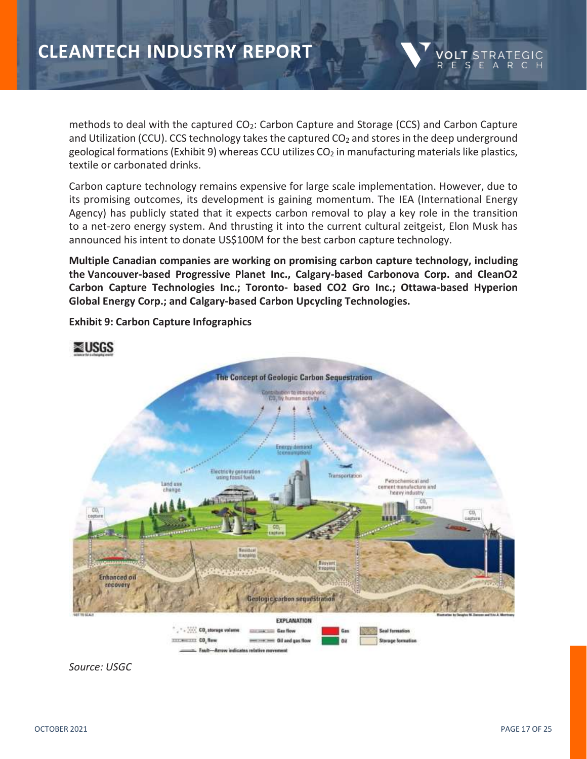methods to deal with the captured $CO_2$: Carbon Capture and Storage (CCS) and Carbon Capture and Utilization (CCU). CCS technology takes the captured $CO_2$ and stores in the deep underground geological formations (Exhibit 9) whereas CCU utilizes $CO_2$ in manufacturing materials like plastics, textile or carbonated drinks.

Carbon capture technology remains expensive for large scale implementation. However, due to its promising outcomes, its development is gaining momentum. The IEA (International Energy Agency) has publicly stated that it expects carbon removal to play a key role in the transition to a net-zero energy system. And thrusting it into the current cultural zeitgeist, Elon Musk has announced his intent to donate US$100M for the best carbon capture technology.

**Multiple Canadian companies are working on promising carbon capture technology, including the Vancouver-based Progressive Planet Inc., Calgary-based Carbonova Corp. and CleanO2 Carbon Capture Technologies Inc.; Toronto- based CO2 Gro Inc.; Ottawa-based Hyperion Global Energy Corp.; and Calgary-based Carbon Upcycling Technologies.**

**Exhibit 9: Carbon Capture Infographics**

*Source: USGC*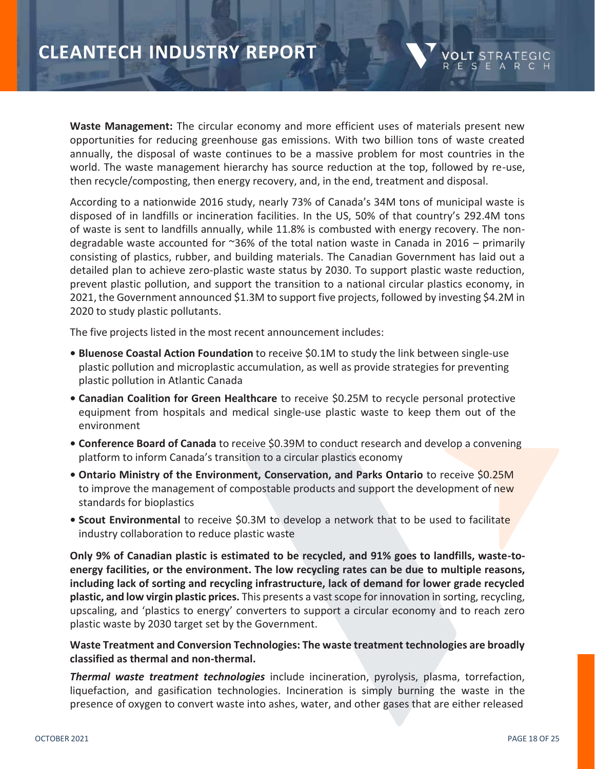**Waste Management:** The circular economy and more efficient uses of materials present new opportunities for reducing greenhouse gas emissions. With two billion tons of waste created annually, the disposal of waste continues to be a massive problem for most countries in the world. The waste management hierarchy has source reduction at the top, followed by re-use, then recycle/composting, then energy recovery, and, in the end, treatment and disposal.

According to a nationwide 2016 study, nearly 73% of Canada's 34M tons of municipal waste is disposed of in landfills or incineration facilities. In the US, 50% of that country's 292.4M tons of waste is sent to landfills annually, while 11.8% is combusted with energy recovery. The non-degradable waste accounted for ~36% of the total nation waste in Canada in 2016 – primarily consisting of plastics, rubber, and building materials. The Canadian Government has laid out a detailed plan to achieve zero-plastic waste status by 2030. To support plastic waste reduction, prevent plastic pollution, and support the transition to a national circular plastics economy, in 2021, the Government announced $1.3M to support five projects, followed by investing $4.2M in 2020 to study plastic pollutants.

The five projects listed in the most recent announcement includes:

- **Bluenose Coastal Action Foundation** to receive $0.1M to study the link between single-use plastic pollution and microplastic accumulation, as well as provide strategies for preventing plastic pollution in Atlantic Canada
- **Canadian Coalition for Green Healthcare** to receive $0.25M to recycle personal protective equipment from hospitals and medical single-use plastic waste to keep them out of the environment
- **Conference Board of Canada** to receive $0.39M to conduct research and develop a convening platform to inform Canada's transition to a circular plastics economy
- **Ontario Ministry of the Environment, Conservation, and Parks Ontario** to receive $0.25M to improve the management of compostable products and support the development of new standards for bioplastics
- **Scout Environmental** to receive $0.3M to develop a network that to be used to facilitate industry collaboration to reduce plastic waste

**Only 9% of Canadian plastic is estimated to be recycled, and 91% goes to landfills, waste-to-energy facilities, or the environment. The low recycling rates can be due to multiple reasons, including lack of sorting and recycling infrastructure, lack of demand for lower grade recycled plastic, and low virgin plastic prices.** This presents a vast scope for innovation in sorting, recycling, upscaling, and 'plastics to energy' converters to support a circular economy and to reach zero plastic waste by 2030 target set by the Government.

**Waste Treatment and Conversion Technologies: The waste treatment technologies are broadly classified as thermal and non-thermal.**

***Thermal waste treatment technologies*** include incineration, pyrolysis, plasma, torrefaction, liquefaction, and gasification technologies. Incineration is simply burning the waste in the presence of oxygen to convert waste into ashes, water, and other gases that are either released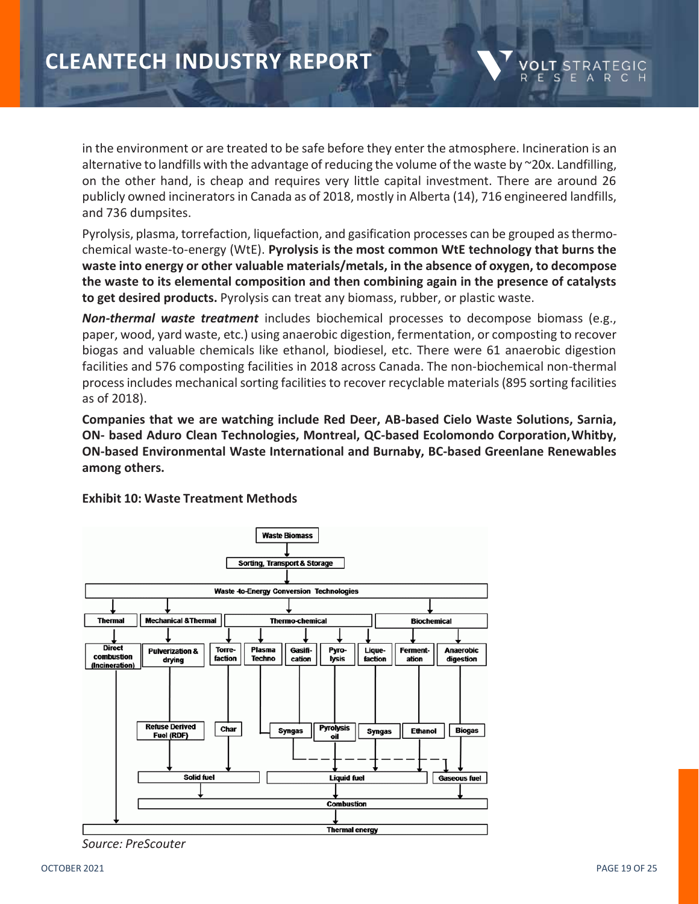in the environment or are treated to be safe before they enter the atmosphere. Incineration is an alternative to landfills with the advantage of reducing the volume of the waste by ~20x. Landfilling, on the other hand, is cheap and requires very little capital investment. There are around 26 publicly owned incinerators in Canada as of 2018, mostly in Alberta (14), 716 engineered landfills, and 736 dumpsites.

Pyrolysis, plasma, torrefaction, liquefaction, and gasification processes can be grouped as thermo-chemical waste-to-energy (WtE). **Pyrolysis is the most common WtE technology that burns the waste into energy or other valuable materials/metals, in the absence of oxygen, to decompose the waste to its elemental composition and then combining again in the presence of catalysts to get desired products.** Pyrolysis can treat any biomass, rubber, or plastic waste.

***Non-thermal waste treatment*** includes biochemical processes to decompose biomass (e.g., paper, wood, yard waste, etc.) using anaerobic digestion, fermentation, or composting to recover biogas and valuable chemicals like ethanol, biodiesel, etc. There were 61 anaerobic digestion facilities and 576 composting facilities in 2018 across Canada. The non-biochemical non-thermal process includes mechanical sorting facilities to recover recyclable materials (895 sorting facilities as of 2018).

**Companies that we are watching include Red Deer, AB-based Cielo Waste Solutions, Sarnia, ON- based Aduro Clean Technologies, Montreal, QC-based Ecolomondo Corporation, Whitby, ON-based Environmental Waste International and Burnaby, BC-based Greenlane Renewables among others.**

**Exhibit 10: Waste Treatment Methods**

*Source: PreScouter*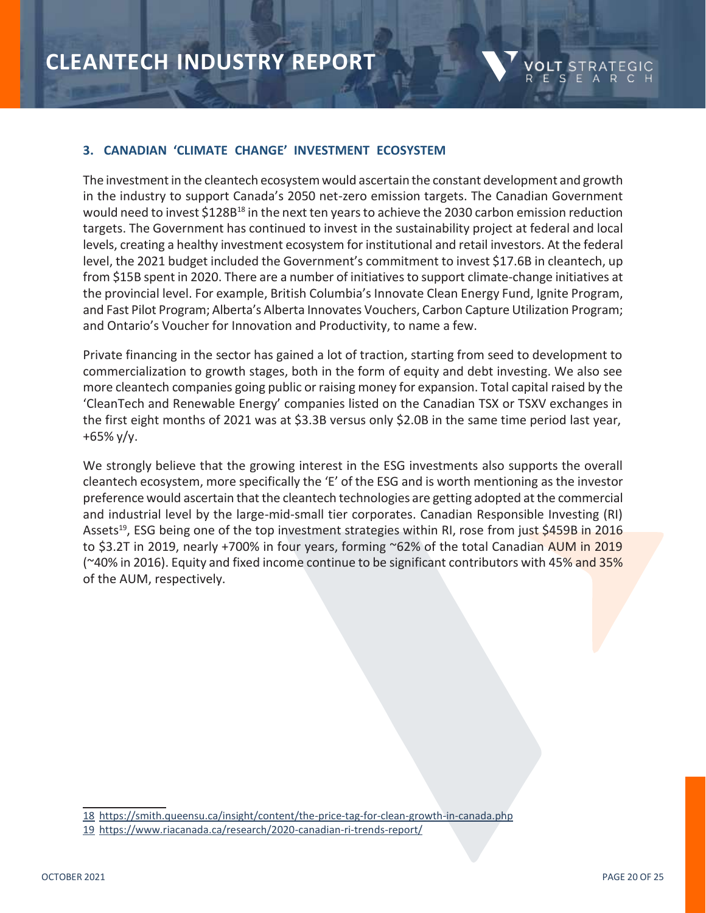### 3. CANADIAN 'CLIMATE CHANGE' INVESTMENT ECOSYSTEM

The investment in the cleantech ecosystem would ascertain the constant development and growth in the industry to support Canada's 2050 net-zero emission targets. The Canadian Government would need to invest $128B[18] in the next ten years to achieve the 2030 carbon emission reduction targets. The Government has continued to invest in the sustainability project at federal and local levels, creating a healthy investment ecosystem for institutional and retail investors. At the federal level, the 2021 budget included the Government's commitment to invest $17.6B in cleantech, up from $15B spent in 2020. There are a number of initiatives to support climate-change initiatives at the provincial level. For example, British Columbia's Innovate Clean Energy Fund, Ignite Program, and Fast Pilot Program; Alberta's Alberta Innovates Vouchers, Carbon Capture Utilization Program; and Ontario's Voucher for Innovation and Productivity, to name a few.

Private financing in the sector has gained a lot of traction, starting from seed to development to commercialization to growth stages, both in the form of equity and debt investing. We also see more cleantech companies going public or raising money for expansion. Total capital raised by the 'CleanTech and Renewable Energy' companies listed on the Canadian TSX or TSXV exchanges in the first eight months of 2021 was at $3.3B versus only $2.0B in the same time period last year, +65% y/y.

We strongly believe that the growing interest in the ESG investments also supports the overall cleantech ecosystem, more specifically the 'E' of the ESG and is worth mentioning as the investor preference would ascertain that the cleantech technologies are getting adopted at the commercial and industrial level by the large-mid-small tier corporates. Canadian Responsible Investing (RI) Assets[19], ESG being one of the top investment strategies within RI, rose from just $459B in 2016 to $3.2T in 2019, nearly +700% in four years, forming ~62% of the total Canadian AUM in 2019 (~40% in 2016). Equity and fixed income continue to be significant contributors with 45% and 35% of the AUM, respectively.

---

18 https://smith.queensu.ca/insight/content/the-price-tag-for-clean-growth-in-canada.php

19 https://www.riacanada.ca/research/2020-canadian-ri-trends-report/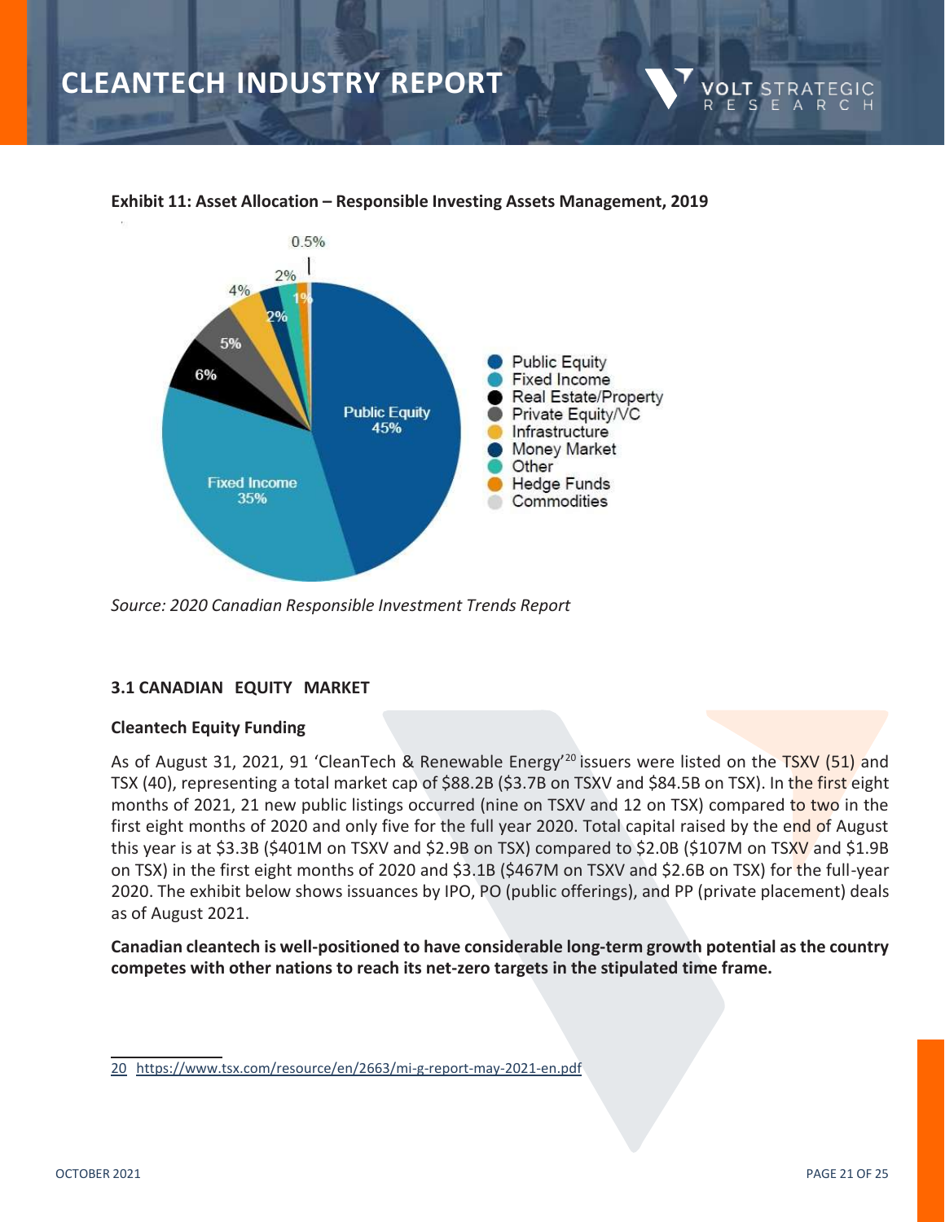**Exhibit 11: Asset Allocation – Responsible Investing Assets Management, 2019**

*Source: 2020 Canadian Responsible Investment Trends Report*

### 3.1 CANADIAN EQUITY MARKET

**Cleantech Equity Funding**

As of August 31, 2021, 91 'CleanTech & Renewable Energy'[20] issuers were listed on the TSXV (51) and TSX (40), representing a total market cap of $88.2B ($3.7B on TSXV and $84.5B on TSX). In the first eight months of 2021, 21 new public listings occurred (nine on TSXV and 12 on TSX) compared to two in the first eight months of 2020 and only five for the full year 2020. Total capital raised by the end of August this year is at $3.3B ($401M on TSXV and $2.9B on TSX) compared to $2.0B ($107M on TSXV and $1.9B on TSX) in the first eight months of 2020 and $3.1B ($467M on TSXV and $2.6B on TSX) for the full-year 2020. The exhibit below shows issuances by IPO, PO (public offerings), and PP (private placement) deals as of August 2021.

**Canadian cleantech is well-positioned to have considerable long-term growth potential as the country competes with other nations to reach its net-zero targets in the stipulated time frame.**

---

20 https://www.tsx.com/resource/en/2663/mi-g-report-may-2021-en.pdf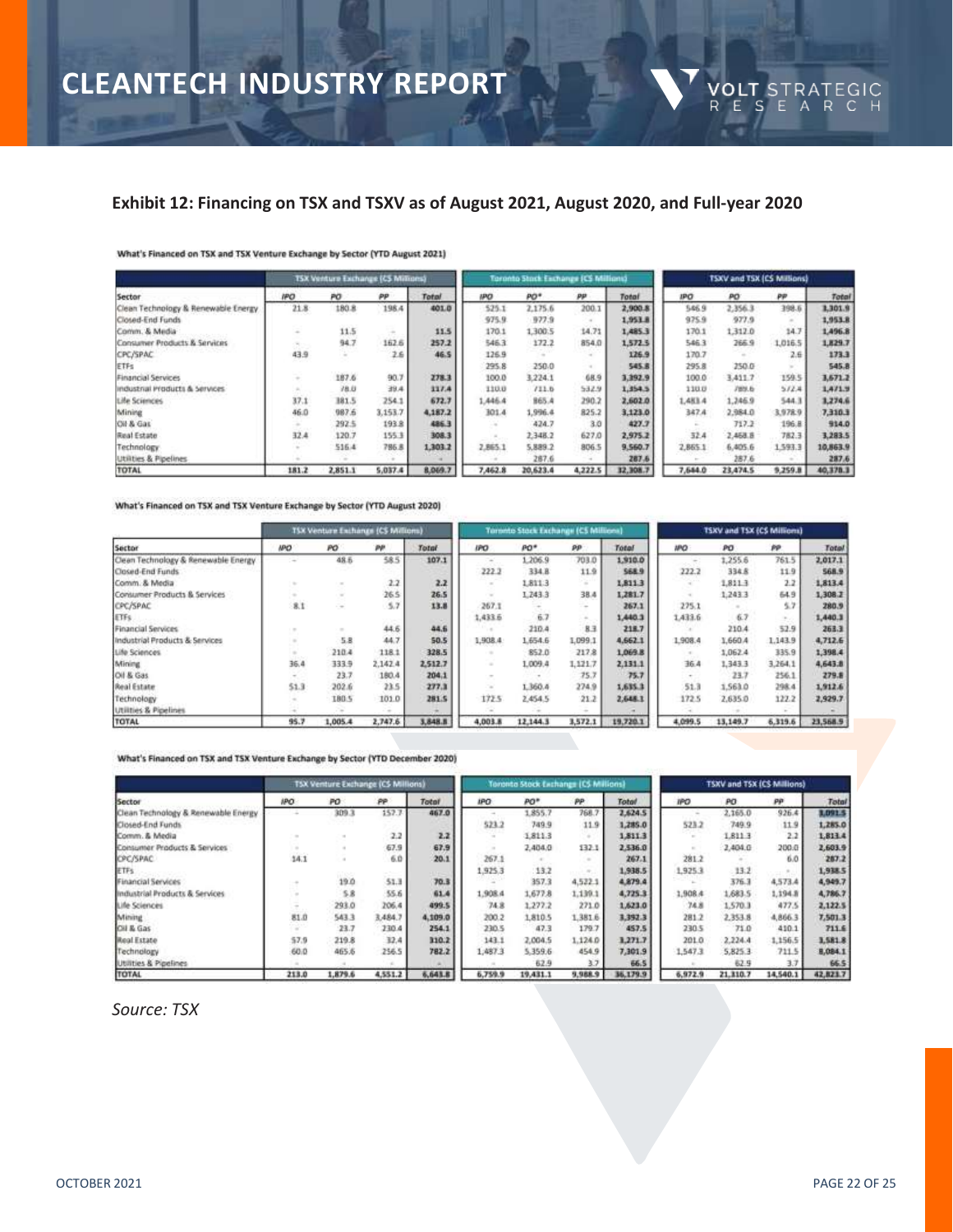### Exhibit 12: Financing on TSX and TSXV as of August 2021, August 2020, and Full-year 2020

What's Financed on TSX and TSX Venture Exchange by Sector (YTD August 2021)

| Sector | TSX Venture Exchange (C$ Millions) | | | | Toronto Stock Exchange (C$ Millions) | | | | TSXV and TSX (C$ Millions) | | | |
|---|---|---|---|---|---|---|---|---|---|---|---|---|
| | IPO | PO | PP | Total | IPO | PO* | PP | Total | IPO | PO | PP | Total |
| Clean Technology & Renewable Energy | 21.8 | 180.8 | 198.4 | 401.0 | 525.1 | 2,175.6 | 200.1 | 2,900.8 | 546.9 | 2,356.3 | 398.6 | 3,301.9 |
| Closed-End Funds | | | | | 975.9 | 977.9 | - | 1,953.8 | 975.9 | 977.9 | - | 1,953.8 |
| Comm. & Media | - | 11.5 | - | 11.5 | 170.1 | 1,300.5 | 14.71 | 1,485.3 | 170.1 | 1,312.0 | 14.7 | 1,496.8 |
| Consumer Products & Services | - | 94.7 | 162.6 | 257.2 | 546.3 | 172.2 | 854.0 | 1,572.5 | 546.3 | 266.9 | 1,016.5 | 1,829.7 |
| CPC/SPAC | 43.9 | - | 2.6 | 46.5 | 126.9 | - | - | 126.9 | 170.7 | - | 2.6 | 173.3 |
| ETFs | | | | | 295.8 | 250.0 | - | 545.8 | 295.8 | 250.0 | - | 545.8 |
| Financial Services | - | 187.6 | 90.7 | 278.3 | 100.0 | 3,224.1 | 68.9 | 3,392.9 | 100.0 | 3,411.7 | 159.5 | 3,671.2 |
| Industrial Products & Services | - | 78.0 | 39.4 | 117.4 | 110.0 | 711.6 | 532.9 | 1,354.5 | 110.0 | 789.6 | 572.4 | 1,471.9 |
| Life Sciences | 37.1 | 381.5 | 254.1 | 672.7 | 1,446.4 | 865.4 | 290.2 | 2,602.0 | 1,483.4 | 1,246.9 | 544.3 | 3,274.6 |
| Mining | 46.0 | 987.6 | 3,153.7 | 4,187.2 | 301.4 | 1,996.4 | 825.2 | 3,123.0 | 347.4 | 2,984.0 | 3,978.9 | 7,310.3 |
| Oil & Gas | - | 292.5 | 193.8 | 486.3 | - | 424.7 | 3.0 | 427.7 | - | 717.2 | 196.8 | 914.0 |
| Real Estate | 32.4 | 120.7 | 155.3 | 308.3 | - | 2,348.2 | 627.0 | 2,975.2 | 32.4 | 2,468.8 | 782.3 | 3,283.5 |
| Technology | - | 516.4 | 786.8 | 1,303.2 | 2,865.1 | 5,889.2 | 806.5 | 9,560.7 | 2,865.1 | 6,405.6 | 1,593.3 | 10,863.9 |
| Utilities & Pipelines | - | - | - | - | - | 287.6 | - | 287.6 | - | 287.6 | - | 287.6 |
| TOTAL | 181.2 | 2,851.1 | 5,037.4 | 8,069.7 | 7,462.8 | 20,623.4 | 4,222.5 | 32,308.7 | 7,644.0 | 23,474.5 | 9,259.8 | 40,378.3 |

What's Financed on TSX and TSX Venture Exchange by Sector (YTD August 2020)

| Sector | TSX Venture Exchange (C$ Millions) | | | | Toronto Stock Exchange (C$ Millions) | | | | TSXV and TSX (C$ Millions) | | | |
|---|---|---|---|---|---|---|---|---|---|---|---|---|
| | IPO | PO | PP | Total | IPO | PO* | PP | Total | IPO | PO | PP | Total |
| Clean Technology & Renewable Energy | - | 48.6 | 58.5 | 107.1 | - | 1,206.9 | 703.0 | 1,910.0 | - | 1,255.6 | 761.5 | 2,017.1 |
| Closed-End Funds | | | | | 222.2 | 334.8 | 11.9 | 568.9 | 222.2 | 334.8 | 11.9 | 568.9 |
| Comm. & Media | - | - | 2.2 | 2.2 | - | 1,811.3 | - | 1,811.3 | - | 1,811.3 | 2.2 | 1,813.4 |
| Consumer Products & Services | - | - | 26.5 | 26.5 | - | 1,243.3 | 38.4 | 1,281.7 | - | 1,243.3 | 64.9 | 1,308.2 |
| CPC/SPAC | 8.1 | - | 5.7 | 13.8 | 267.1 | - | - | 267.1 | 275.1 | - | 5.7 | 280.9 |
| ETFs | | | | | 1,433.6 | 6.7 | - | 1,440.3 | 1,433.6 | 6.7 | - | 1,440.3 |
| Financial Services | - | - | 44.6 | 44.6 | - | 210.4 | 8.3 | 218.7 | - | 210.4 | 52.9 | 263.3 |
| Industrial Products & Services | - | 5.8 | 44.7 | 50.5 | 1,908.4 | 1,654.6 | 1,099.1 | 4,662.1 | 1,908.4 | 1,660.4 | 1,143.9 | 4,712.6 |
| Life Sciences | - | 210.4 | 118.1 | 328.5 | - | 852.0 | 217.8 | 1,069.8 | - | 1,062.4 | 335.9 | 1,398.4 |
| Mining | 36.4 | 333.9 | 2,142.4 | 2,512.7 | - | 1,009.4 | 1,121.7 | 2,131.1 | 36.4 | 1,343.3 | 3,264.1 | 4,643.8 |
| Oil & Gas | - | 23.7 | 180.4 | 204.1 | - | - | 75.7 | 75.7 | - | 23.7 | 256.1 | 279.8 |
| Real Estate | 51.3 | 202.6 | 23.5 | 277.3 | - | 1,360.4 | 274.9 | 1,635.3 | 51.3 | 1,563.0 | 298.4 | 1,912.6 |
| Technology | - | 180.5 | 101.0 | 281.5 | 172.5 | 2,454.5 | 21.2 | 2,648.1 | 172.5 | 2,635.0 | 122.2 | 2,929.7 |
| Utilities & Pipelines | - | - | - | - | - | - | - | - | - | - | - | - |
| TOTAL | 95.7 | 1,005.4 | 2,747.6 | 3,848.8 | 4,003.8 | 12,144.3 | 3,572.1 | 19,720.1 | 4,099.5 | 13,149.7 | 6,319.6 | 23,568.9 |

What's Financed on TSX and TSX Venture Exchange by Sector (YTD December 2020)

| Sector | TSX Venture Exchange (C$ Millions) | | | | Toronto Stock Exchange (C$ Millions) | | | | TSXV and TSX (C$ Millions) | | | |
|---|---|---|---|---|---|---|---|---|---|---|---|---|
| | IPO | PO | PP | Total | IPO | PO* | PP | Total | IPO | PO | PP | Total |
| Clean Technology & Renewable Energy | - | 309.3 | 157.7 | 467.0 | - | 1,855.7 | 768.7 | 2,624.5 | - | 2,165.0 | 926.4 | 3,091.5 |
| Closed-End Funds | | | | | 523.2 | 749.9 | 11.9 | 1,285.0 | 523.2 | 749.9 | 11.9 | 1,285.0 |
| Comm. & Media | - | - | 2.2 | 2.2 | - | 1,811.3 | - | 1,811.3 | - | 1,811.3 | 2.2 | 1,813.4 |
| Consumer Products & Services | - | - | 67.9 | 67.9 | - | 2,404.0 | 132.1 | 2,536.0 | - | 2,404.0 | 200.0 | 2,603.9 |
| CPC/SPAC | 14.1 | - | 6.0 | 20.1 | 267.1 | - | - | 267.1 | 281.2 | - | 6.0 | 287.2 |
| ETFs | | | | | 1,925.3 | 13.2 | - | 1,938.5 | 1,925.3 | 13.2 | - | 1,938.5 |
| Financial Services | - | 19.0 | 51.3 | 70.3 | - | 357.3 | 4,522.1 | 4,879.4 | - | 376.3 | 4,573.4 | 4,949.7 |
| Industrial Products & Services | - | 5.8 | 55.6 | 61.4 | 1,908.4 | 1,677.8 | 1,139.1 | 4,725.3 | 1,908.4 | 1,683.5 | 1,194.8 | 4,786.7 |
| Life Sciences | - | 293.0 | 206.4 | 499.5 | 74.8 | 1,277.2 | 271.0 | 1,623.0 | 74.8 | 1,570.3 | 477.5 | 2,122.5 |
| Mining | 81.0 | 543.3 | 3,484.7 | 4,109.0 | 200.2 | 1,810.5 | 1,381.6 | 3,392.3 | 281.2 | 2,353.8 | 4,866.3 | 7,501.3 |
| Oil & Gas | - | 23.7 | 230.4 | 254.1 | 230.5 | 47.3 | 179.7 | 457.5 | 230.5 | 71.0 | 410.1 | 711.6 |
| Real Estate | 57.9 | 219.8 | 32.4 | 310.2 | 143.1 | 2,004.5 | 1,124.0 | 3,271.7 | 201.0 | 2,224.4 | 1,156.5 | 3,581.8 |
| Technology | 60.0 | 465.6 | 256.5 | 782.2 | 1,487.3 | 5,359.6 | 454.9 | 7,301.9 | 1,547.3 | 5,825.3 | 711.5 | 8,084.1 |
| Utilities & Pipelines | - | - | - | - | - | 62.9 | 3.7 | 66.5 | - | 62.9 | 3.7 | 66.5 |
| TOTAL | 213.0 | 1,879.6 | 4,551.2 | 6,643.8 | 6,759.9 | 19,431.1 | 9,988.9 | 36,179.9 | 6,972.9 | 21,310.7 | 14,540.1 | 42,823.7 |

*Source: TSX*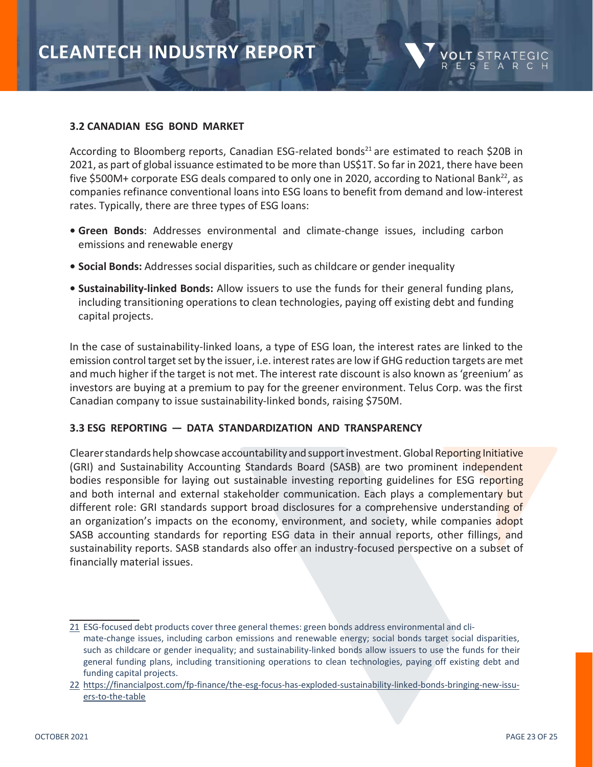## 3.2 CANADIAN ESG BOND MARKET

According to Bloomberg reports, Canadian ESG-related bonds[21] are estimated to reach $20B in 2021, as part of global issuance estimated to be more than US$1T. So far in 2021, there have been five $500M+ corporate ESG deals compared to only one in 2020, according to National Bank[22], as companies refinance conventional loans into ESG loans to benefit from demand and low-interest rates. Typically, there are three types of ESG loans:

- **Green Bonds**: Addresses environmental and climate-change issues, including carbon emissions and renewable energy
- **Social Bonds:** Addresses social disparities, such as childcare or gender inequality
- **Sustainability-linked Bonds:** Allow issuers to use the funds for their general funding plans, including transitioning operations to clean technologies, paying off existing debt and funding capital projects.

In the case of sustainability-linked loans, a type of ESG loan, the interest rates are linked to the emission control target set by the issuer, i.e. interest rates are low if GHG reduction targets are met and much higher if the target is not met. The interest rate discount is also known as 'greenium' as investors are buying at a premium to pay for the greener environment. Telus Corp. was the first Canadian company to issue sustainability-linked bonds, raising $750M.

## 3.3 ESG REPORTING — DATA STANDARDIZATION AND TRANSPARENCY

Clearer standards help showcase accountability and support investment. Global Reporting Initiative (GRI) and Sustainability Accounting Standards Board (SASB) are two prominent independent bodies responsible for laying out sustainable investing reporting guidelines for ESG reporting and both internal and external stakeholder communication. Each plays a complementary but different role: GRI standards support broad disclosures for a comprehensive understanding of an organization's impacts on the economy, environment, and society, while companies adopt SASB accounting standards for reporting ESG data in their annual reports, other fillings, and sustainability reports. SASB standards also offer an industry-focused perspective on a subset of financially material issues.

---

21 ESG-focused debt products cover three general themes: green bonds address environmental and climate-change issues, including carbon emissions and renewable energy; social bonds target social disparities, such as childcare or gender inequality; and sustainability-linked bonds allow issuers to use the funds for their general funding plans, including transitioning operations to clean technologies, paying off existing debt and funding capital projects.

22 https://financialpost.com/fp-finance/the-esg-focus-has-exploded-sustainability-linked-bonds-bringing-new-issuers-to-the-table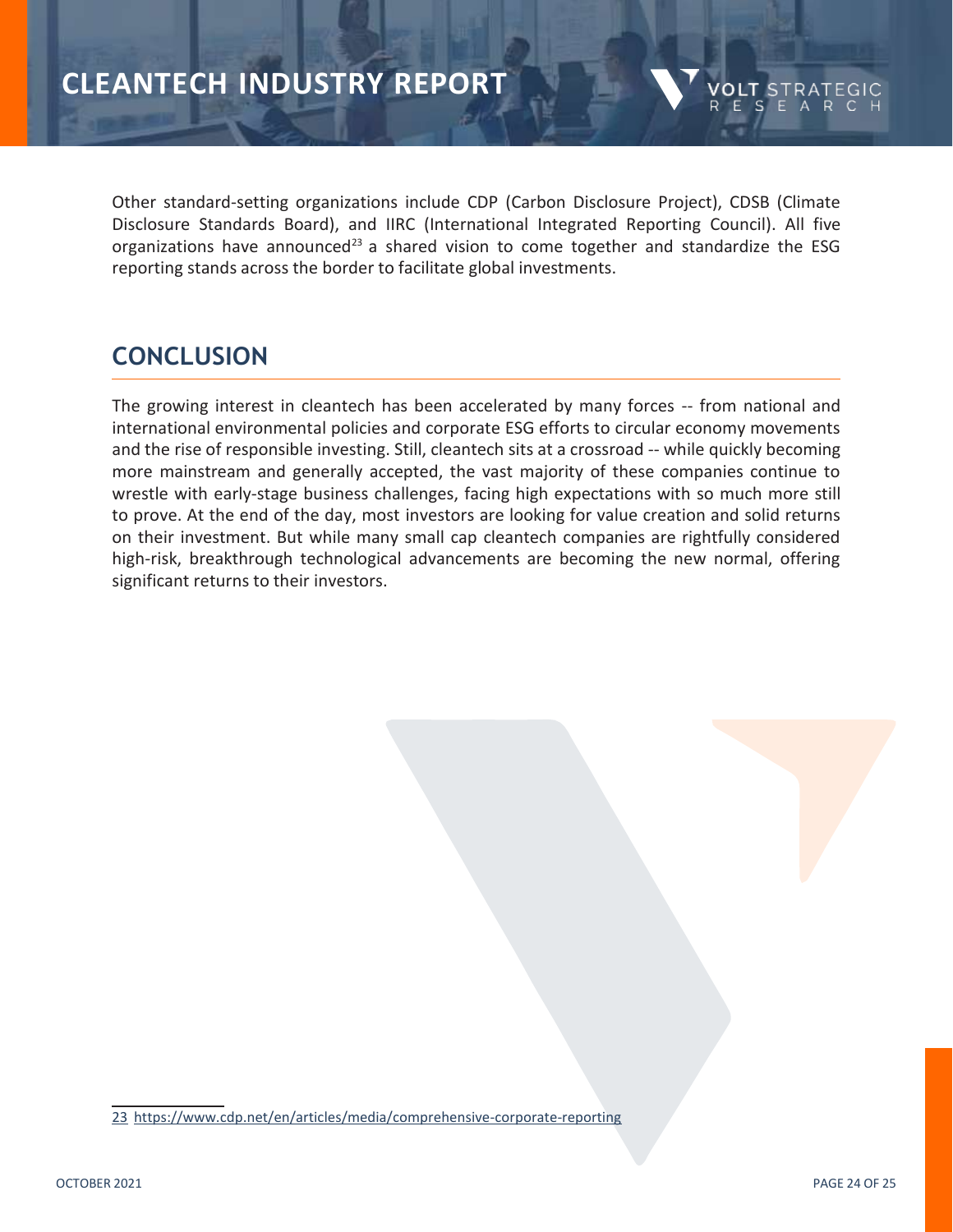Other standard-setting organizations include CDP (Carbon Disclosure Project), CDSB (Climate Disclosure Standards Board), and IIRC (International Integrated Reporting Council). All five organizations have announced[23] a shared vision to come together and standardize the ESG reporting stands across the border to facilitate global investments.

## CONCLUSION

The growing interest in cleantech has been accelerated by many forces -- from national and international environmental policies and corporate ESG efforts to circular economy movements and the rise of responsible investing. Still, cleantech sits at a crossroad -- while quickly becoming more mainstream and generally accepted, the vast majority of these companies continue to wrestle with early-stage business challenges, facing high expectations with so much more still to prove. At the end of the day, most investors are looking for value creation and solid returns on their investment. But while many small cap cleantech companies are rightfully considered high-risk, breakthrough technological advancements are becoming the new normal, offering significant returns to their investors.

23 https://www.cdp.net/en/articles/media/comprehensive-corporate-reporting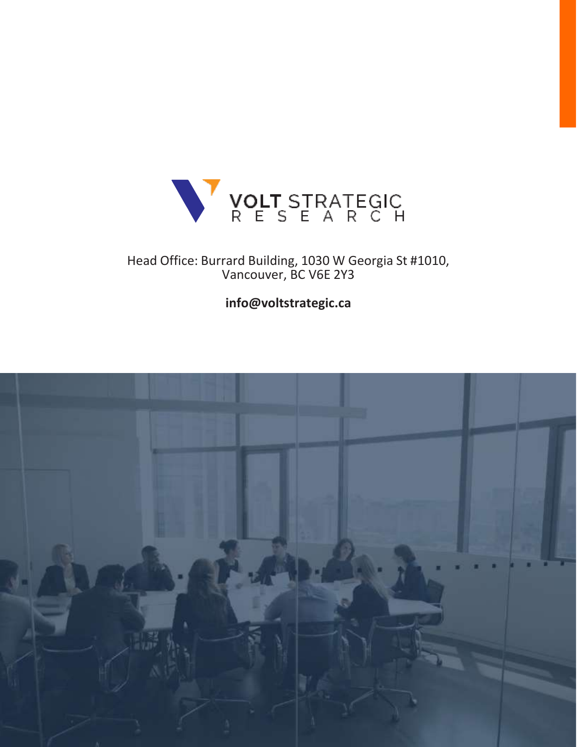VOLT STRATEGIC
RESEARCH

Head Office: Burrard Building, 1030 W Georgia St #1010,
Vancouver, BC V6E 2Y3

**info@voltstrategic.ca**